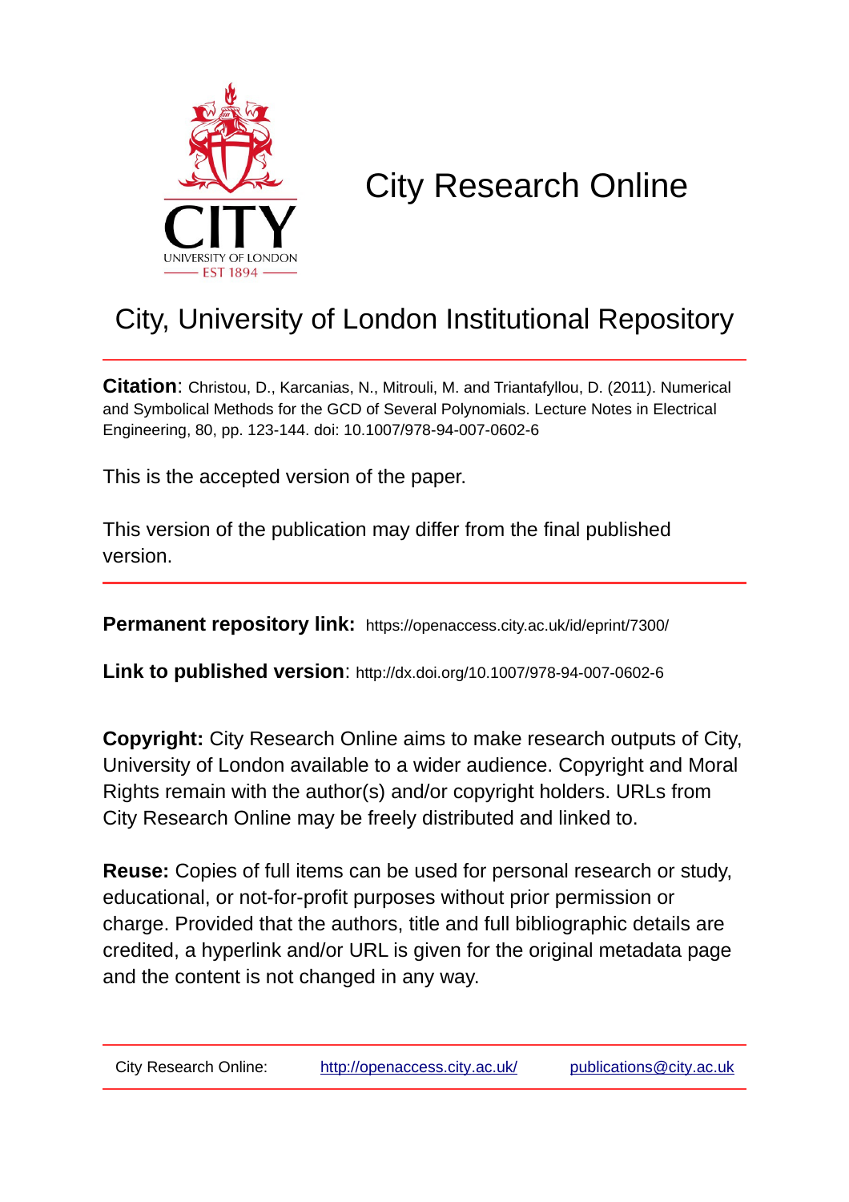# City Research Online

## City, University of London Institutional Repository

**Citation**: Christou, D., Karcanias, N., Mitrouli, M. and Triantafyllou, D. (2011). Numerical and Symbolical Methods for the GCD of Several Polynomials. Lecture Notes in Electrical Engineering, 80, pp. 123-144. doi: 10.1007/978-94-007-0602-6

This is the accepted version of the paper.

This version of the publication may differ from the final published version.

**Permanent repository link:** https://openaccess.city.ac.uk/id/eprint/7300/

**Link to published version**: http://dx.doi.org/10.1007/978-94-007-0602-6

**Copyright:** City Research Online aims to make research outputs of City, University of London available to a wider audience. Copyright and Moral Rights remain with the author(s) and/or copyright holders. URLs from City Research Online may be freely distributed and linked to.

**Reuse:** Copies of full items can be used for personal research or study, educational, or not-for-profit purposes without prior permission or charge. Provided that the authors, title and full bibliographic details are credited, a hyperlink and/or URL is given for the original metadata page and the content is not changed in any way.

City Research Online: http://openaccess.city.ac.uk/ publications@city.ac.uk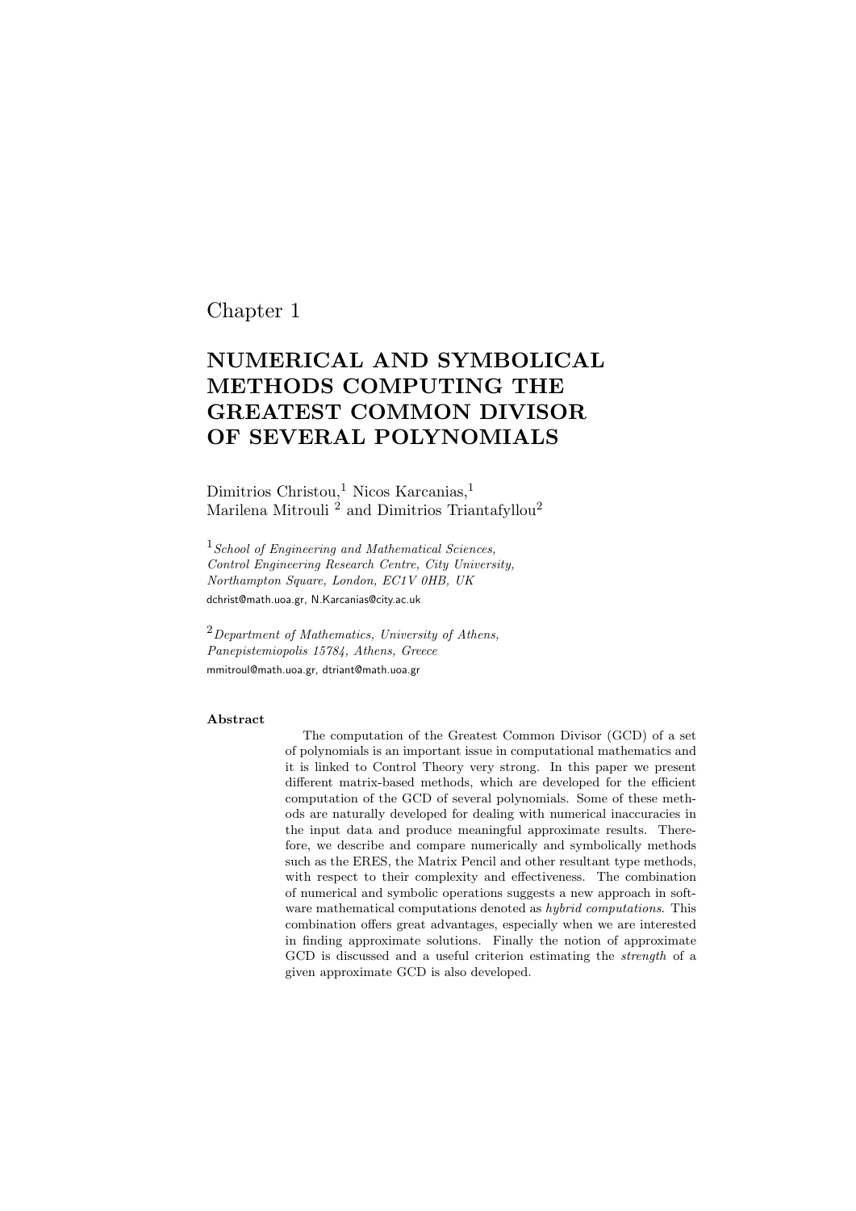Chapter 1

# NUMERICAL AND SYMBOLICAL METHODS COMPUTING THE GREATEST COMMON DIVISOR OF SEVERAL POLYNOMIALS

Dimitrios Christou,[1] Nicos Karcanias,[1]
Marilena Mitrouli [2] and Dimitrios Triantafyllou[2]

[1] *School of Engineering and Mathematical Sciences, Control Engineering Research Centre, City University, Northampton Square, London, EC1V 0HB, UK*
dchrist@math.uoa.gr, N.Karcanias@city.ac.uk

[2] *Department of Mathematics, University of Athens, Panepistemiopolis 15784, Athens, Greece*
mmitroul@math.uoa.gr, dtriant@math.uoa.gr

**Abstract**

The computation of the Greatest Common Divisor (GCD) of a set of polynomials is an important issue in computational mathematics and it is linked to Control Theory very strong. In this paper we present different matrix-based methods, which are developed for the efficient computation of the GCD of several polynomials. Some of these methods are naturally developed for dealing with numerical inaccuracies in the input data and produce meaningful approximate results. Therefore, we describe and compare numerically and symbolically methods such as the ERES, the Matrix Pencil and other resultant type methods, with respect to their complexity and effectiveness. The combination of numerical and symbolic operations suggests a new approach in software mathematical computations denoted as *hybrid computations*. This combination offers great advantages, especially when we are interested in finding approximate solutions. Finally the notion of approximate GCD is discussed and a useful criterion estimating the *strength* of a given approximate GCD is also developed.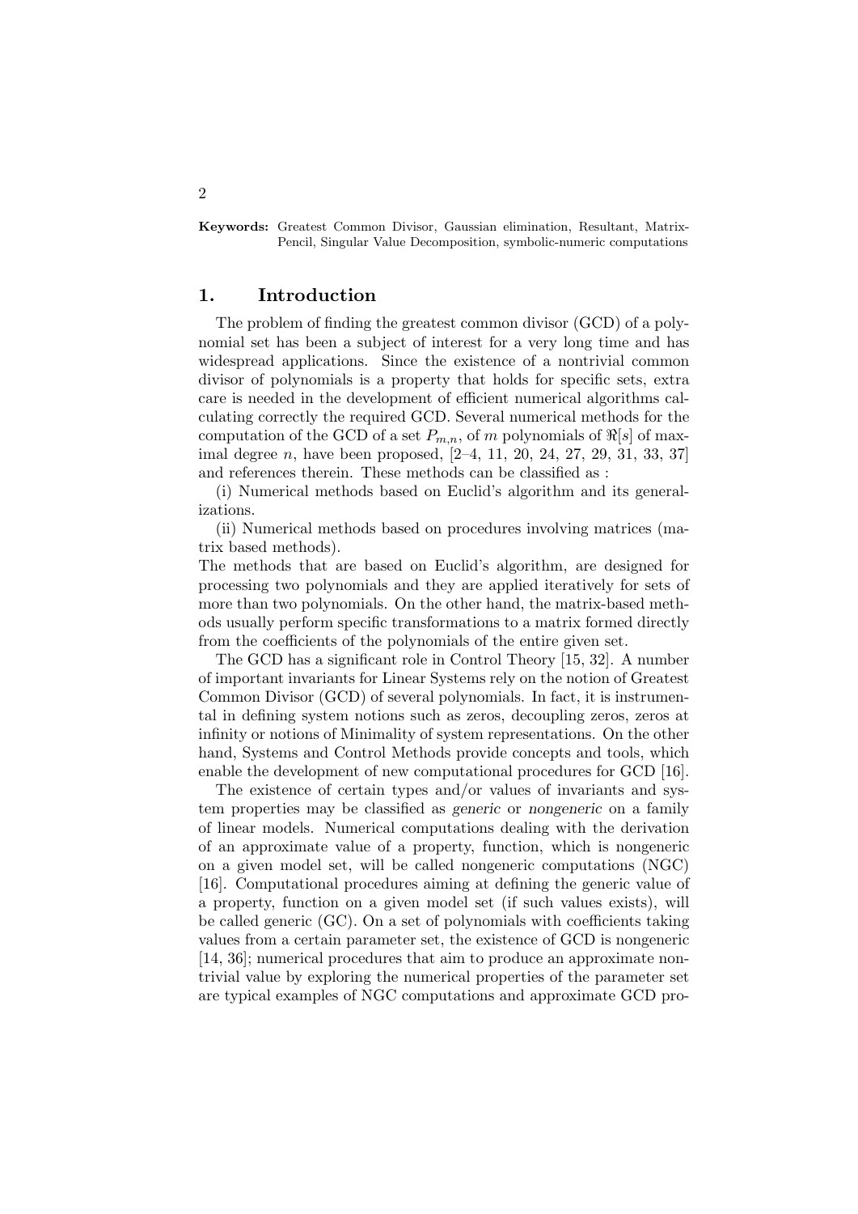**Keywords:** Greatest Common Divisor, Gaussian elimination, Resultant, Matrix-Pencil, Singular Value Decomposition, symbolic-numeric computations

## 1. Introduction

The problem of finding the greatest common divisor (GCD) of a polynomial set has been a subject of interest for a very long time and has widespread applications. Since the existence of a nontrivial common divisor of polynomials is a property that holds for specific sets, extra care is needed in the development of efficient numerical algorithms calculating correctly the required GCD. Several numerical methods for the computation of the GCD of a set $P_{m,n}$, of $m$ polynomials of $\Re[s]$ of maximal degree $n$, have been proposed, [2–4, 11, 20, 24, 27, 29, 31, 33, 37] and references therein. These methods can be classified as :

(i) Numerical methods based on Euclid's algorithm and its generalizations.

(ii) Numerical methods based on procedures involving matrices (matrix based methods).

The methods that are based on Euclid's algorithm, are designed for processing two polynomials and they are applied iteratively for sets of more than two polynomials. On the other hand, the matrix-based methods usually perform specific transformations to a matrix formed directly from the coefficients of the polynomials of the entire given set.

The GCD has a significant role in Control Theory [15, 32]. A number of important invariants for Linear Systems rely on the notion of Greatest Common Divisor (GCD) of several polynomials. In fact, it is instrumental in defining system notions such as zeros, decoupling zeros, zeros at infinity or notions of Minimality of system representations. On the other hand, Systems and Control Methods provide concepts and tools, which enable the development of new computational procedures for GCD [16].

The existence of certain types and/or values of invariants and system properties may be classified as *generic* or *nongeneric* on a family of linear models. Numerical computations dealing with the derivation of an approximate value of a property, function, which is nongeneric on a given model set, will be called nongeneric computations (NGC) [16]. Computational procedures aiming at defining the generic value of a property, function on a given model set (if such values exists), will be called generic (GC). On a set of polynomials with coefficients taking values from a certain parameter set, the existence of GCD is nongeneric [14, 36]; numerical procedures that aim to produce an approximate nontrivial value by exploring the numerical properties of the parameter set are typical examples of NGC computations and approximate GCD pro-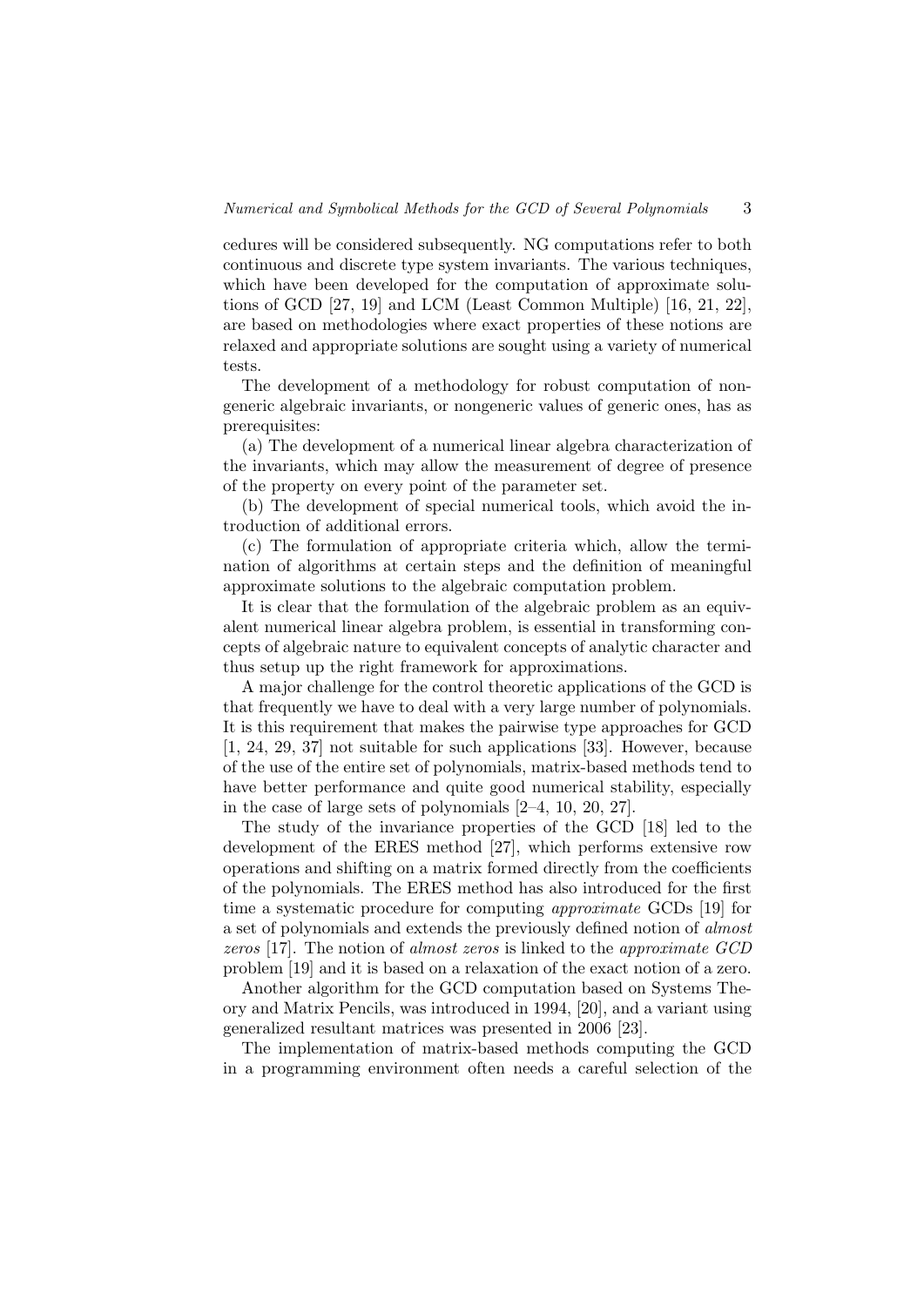cedures will be considered subsequently. NG computations refer to both continuous and discrete type system invariants. The various techniques, which have been developed for the computation of approximate solutions of GCD [27, 19] and LCM (Least Common Multiple) [16, 21, 22], are based on methodologies where exact properties of these notions are relaxed and appropriate solutions are sought using a variety of numerical tests.

The development of a methodology for robust computation of nongeneric algebraic invariants, or nongeneric values of generic ones, has as prerequisites:

(a) The development of a numerical linear algebra characterization of the invariants, which may allow the measurement of degree of presence of the property on every point of the parameter set.

(b) The development of special numerical tools, which avoid the introduction of additional errors.

(c) The formulation of appropriate criteria which, allow the termination of algorithms at certain steps and the definition of meaningful approximate solutions to the algebraic computation problem.

It is clear that the formulation of the algebraic problem as an equivalent numerical linear algebra problem, is essential in transforming concepts of algebraic nature to equivalent concepts of analytic character and thus setup up the right framework for approximations.

A major challenge for the control theoretic applications of the GCD is that frequently we have to deal with a very large number of polynomials. It is this requirement that makes the pairwise type approaches for GCD [1, 24, 29, 37] not suitable for such applications [33]. However, because of the use of the entire set of polynomials, matrix-based methods tend to have better performance and quite good numerical stability, especially in the case of large sets of polynomials [2–4, 10, 20, 27].

The study of the invariance properties of the GCD [18] led to the development of the ERES method [27], which performs extensive row operations and shifting on a matrix formed directly from the coefficients of the polynomials. The ERES method has also introduced for the first time a systematic procedure for computing *approximate* GCDs [19] for a set of polynomials and extends the previously defined notion of *almost zeros* [17]. The notion of *almost zeros* is linked to the *approximate GCD* problem [19] and it is based on a relaxation of the exact notion of a zero.

Another algorithm for the GCD computation based on Systems Theory and Matrix Pencils, was introduced in 1994, [20], and a variant using generalized resultant matrices was presented in 2006 [23].

The implementation of matrix-based methods computing the GCD in a programming environment often needs a careful selection of the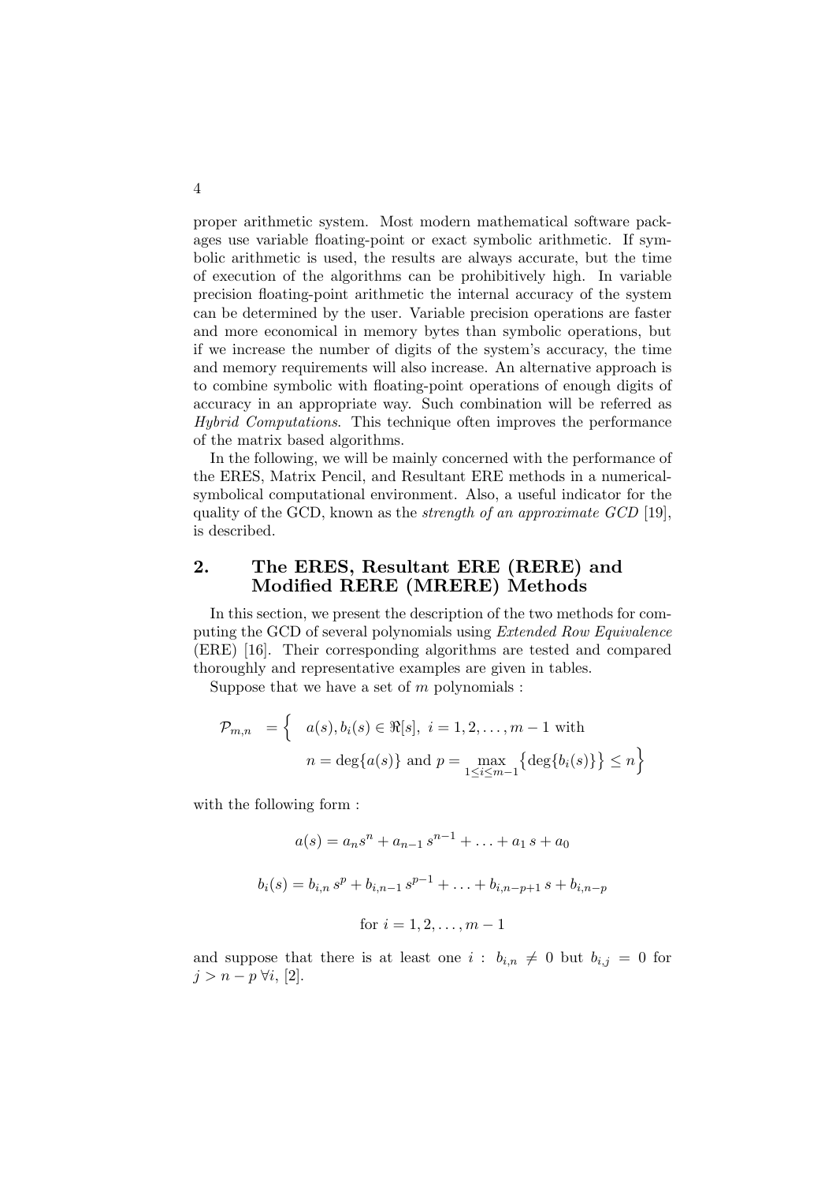proper arithmetic system. Most modern mathematical software packages use variable floating-point or exact symbolic arithmetic. If symbolic arithmetic is used, the results are always accurate, but the time of execution of the algorithms can be prohibitively high. In variable precision floating-point arithmetic the internal accuracy of the system can be determined by the user. Variable precision operations are faster and more economical in memory bytes than symbolic operations, but if we increase the number of digits of the system's accuracy, the time and memory requirements will also increase. An alternative approach is to combine symbolic with floating-point operations of enough digits of accuracy in an appropriate way. Such combination will be referred as *Hybrid Computations*. This technique often improves the performance of the matrix based algorithms.

In the following, we will be mainly concerned with the performance of the ERES, Matrix Pencil, and Resultant ERE methods in a numerical-symbolical computational environment. Also, a useful indicator for the quality of the GCD, known as the *strength of an approximate GCD* [19], is described.

## 2. The ERES, Resultant ERE (RERE) and Modified RERE (MRERE) Methods

In this section, we present the description of the two methods for computing the GCD of several polynomials using *Extended Row Equivalence* (ERE) [16]. Their corresponding algorithms are tested and compared thoroughly and representative examples are given in tables.

Suppose that we have a set of $m$ polynomials :

$$\mathcal{P}_{m,n} = \Big\{ \; a(s), b_i(s) \in \Re[s], \; i = 1, 2, \ldots, m-1 \text{ with } n = \deg\{a(s)\} \text{ and } p = \max_{1 \leq i \leq m-1} \big\{ \deg\{b_i(s)\} \big\} \leq n \Big\}$$

with the following form :

$$a(s) = a_n s^n + a_{n-1}\, s^{n-1} + \ldots + a_1\, s + a_0$$

$$b_i(s) = b_{i,n}\, s^p + b_{i,n-1}\, s^{p-1} + \ldots + b_{i,n-p+1}\, s + b_{i,n-p}$$

$$\text{for } i = 1, 2, \ldots, m-1$$

and suppose that there is at least one $i$ : $b_{i,n} \neq 0$ but $b_{i,j} = 0$ for $j > n - p \; \forall i$, [2].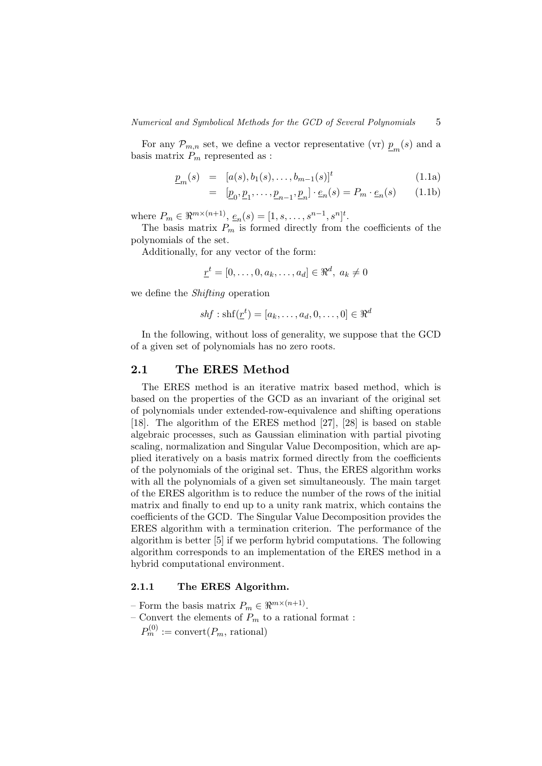For any $\mathcal{P}_{m,n}$ set, we define a vector representative (vr) $\underline{p}_m(s)$ and a basis matrix $P_m$ represented as :

$$
\begin{aligned}
\underline{p}_m(s) &= [a(s), b_1(s), \ldots, b_{m-1}(s)]^t & (1.1a) \\
&= [\underline{p}_0, \underline{p}_1, \ldots, \underline{p}_{n-1}, \underline{p}_n] \cdot \underline{e}_n(s) = P_m \cdot \underline{e}_n(s) & (1.1b)
\end{aligned}
$$

where $P_m \in \Re^{m \times (n+1)}$, $\underline{e}_n(s) = [1, s, \ldots, s^{n-1}, s^n]^t$.

The basis matrix $P_m$ is formed directly from the coefficients of the polynomials of the set.

Additionally, for any vector of the form:

$$
\underline{r}^t = [0, \ldots, 0, a_k, \ldots, a_d] \in \Re^d, \; a_k \neq 0
$$

we define the *Shifting* operation

$$
shf : \text{shf}(\underline{r}^t) = [a_k, \ldots, a_d, 0, \ldots, 0] \in \Re^d
$$

In the following, without loss of generality, we suppose that the GCD of a given set of polynomials has no zero roots.

## 2.1 The ERES Method

The ERES method is an iterative matrix based method, which is based on the properties of the GCD as an invariant of the original set of polynomials under extended-row-equivalence and shifting operations [18]. The algorithm of the ERES method [27], [28] is based on stable algebraic processes, such as Gaussian elimination with partial pivoting scaling, normalization and Singular Value Decomposition, which are applied iteratively on a basis matrix formed directly from the coefficients of the polynomials of the original set. Thus, the ERES algorithm works with all the polynomials of a given set simultaneously. The main target of the ERES algorithm is to reduce the number of the rows of the initial matrix and finally to end up to a unity rank matrix, which contains the coefficients of the GCD. The Singular Value Decomposition provides the ERES algorithm with a termination criterion. The performance of the algorithm is better [5] if we perform hybrid computations. The following algorithm corresponds to an implementation of the ERES method in a hybrid computational environment.

### 2.1.1 The ERES Algorithm.

– Form the basis matrix $P_m \in \Re^{m \times (n+1)}$.

– Convert the elements of $P_m$ to a rational format :
  $P_m^{(0)} := \text{convert}(P_m, \text{rational})$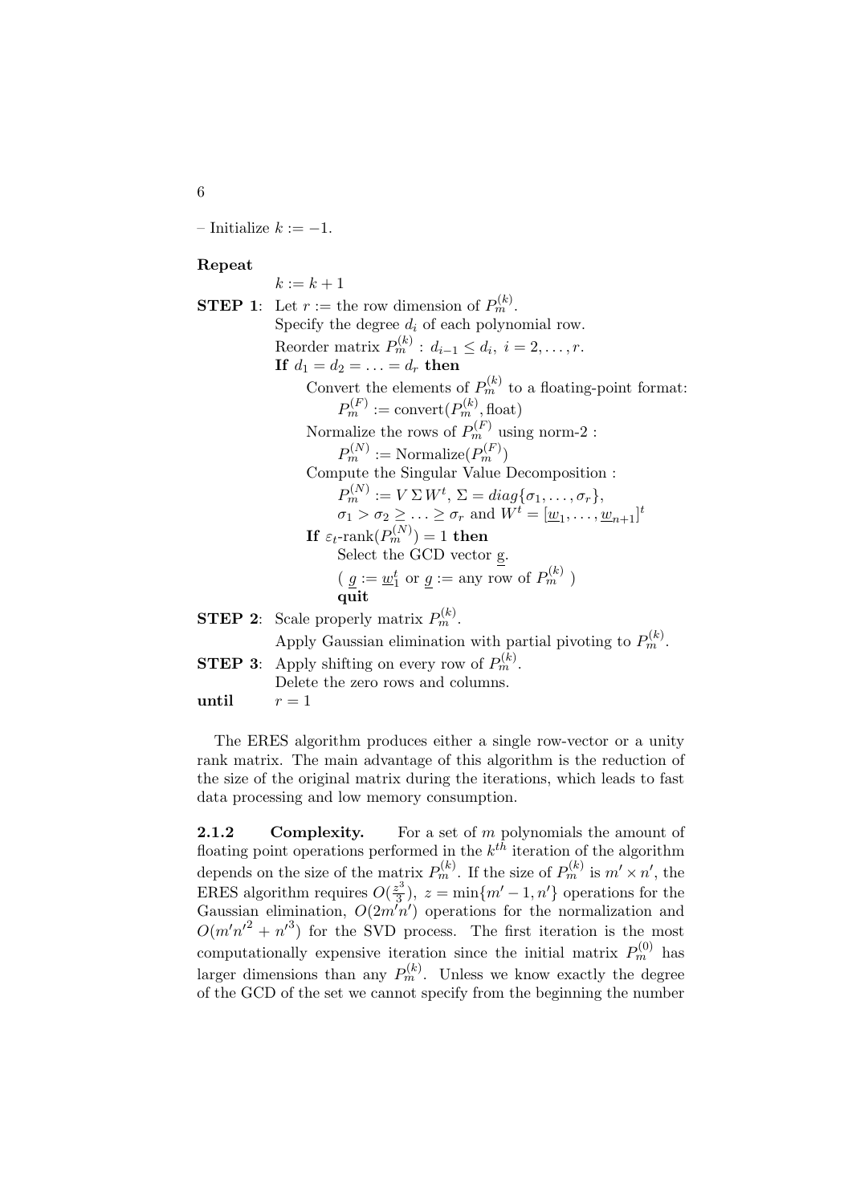– Initialize $k := -1$.

**Repeat**

$k := k + 1$

**STEP 1**: Let $r :=$ the row dimension of $P_m^{(k)}$.

Specify the degree $d_i$ of each polynomial row.

Reorder matrix $P_m^{(k)} : d_{i-1} \leq d_i, \ i = 2, \ldots, r$.

**If** $d_1 = d_2 = \ldots = d_r$ **then**

Convert the elements of $P_m^{(k)}$ to a floating-point format:

$P_m^{(F)} := \text{convert}(P_m^{(k)}, \text{float})$

Normalize the rows of $P_m^{(F)}$ using norm-2 :

$P_m^{(N)} := \text{Normalize}(P_m^{(F)})$

Compute the Singular Value Decomposition :

$P_m^{(N)} := V \, \Sigma \, W^t, \ \Sigma = diag\{\sigma_1, \ldots, \sigma_r\}$,

$\sigma_1 > \sigma_2 \geq \ldots \geq \sigma_r$ and $W^t = [\underline{w}_1, \ldots, \underline{w}_{n+1}]^t$

**If** $\varepsilon_t$-rank$(P_m^{(N)}) = 1$ **then**

Select the GCD vector $\underline{g}$.

( $\underline{g} := \underline{w}_1^t$ or $\underline{g} :=$ any row of $P_m^{(k)}$ )

**quit**

**STEP 2**: Scale properly matrix $P_m^{(k)}$.

Apply Gaussian elimination with partial pivoting to $P_m^{(k)}$.

**STEP 3**: Apply shifting on every row of $P_m^{(k)}$.

Delete the zero rows and columns.

**until** $r = 1$

The ERES algorithm produces either a single row-vector or a unity rank matrix. The main advantage of this algorithm is the reduction of the size of the original matrix during the iterations, which leads to fast data processing and low memory consumption.

**2.1.2 Complexity.** For a set of $m$ polynomials the amount of floating point operations performed in the $k^{th}$ iteration of the algorithm depends on the size of the matrix $P_m^{(k)}$. If the size of $P_m^{(k)}$ is $m' \times n'$, the ERES algorithm requires $O(\frac{z^3}{3}), \ z = \min\{m' - 1, n'\}$ operations for the Gaussian elimination, $O(2m'n')$ operations for the normalization and $O(m'{n'}^2 + {n'}^3)$ for the SVD process. The first iteration is the most computationally expensive iteration since the initial matrix $P_m^{(0)}$ has larger dimensions than any $P_m^{(k)}$. Unless we know exactly the degree of the GCD of the set we cannot specify from the beginning the number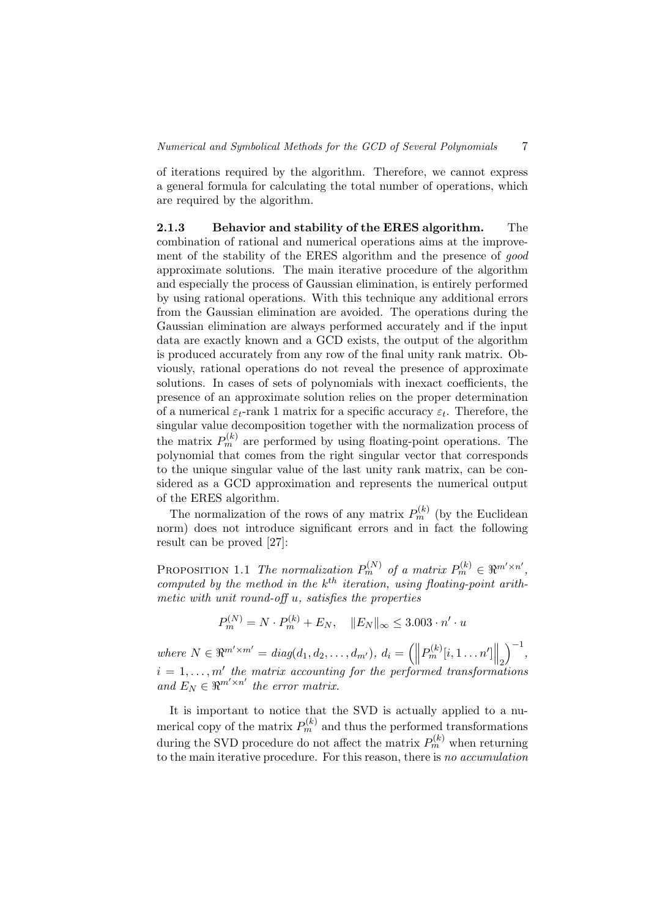of iterations required by the algorithm. Therefore, we cannot express a general formula for calculating the total number of operations, which are required by the algorithm.

#### 2.1.3 Behavior and stability of the ERES algorithm.

The combination of rational and numerical operations aims at the improvement of the stability of the ERES algorithm and the presence of *good* approximate solutions. The main iterative procedure of the algorithm and especially the process of Gaussian elimination, is entirely performed by using rational operations. With this technique any additional errors from the Gaussian elimination are avoided. The operations during the Gaussian elimination are always performed accurately and if the input data are exactly known and a GCD exists, the output of the algorithm is produced accurately from any row of the final unity rank matrix. Obviously, rational operations do not reveal the presence of approximate solutions. In cases of sets of polynomials with inexact coefficients, the presence of an approximate solution relies on the proper determination of a numerical $\varepsilon_t$-rank 1 matrix for a specific accuracy $\varepsilon_t$. Therefore, the singular value decomposition together with the normalization process of the matrix $P_m^{(k)}$ are performed by using floating-point operations. The polynomial that comes from the right singular vector that corresponds to the unique singular value of the last unity rank matrix, can be considered as a GCD approximation and represents the numerical output of the ERES algorithm.

The normalization of the rows of any matrix $P_m^{(k)}$ (by the Euclidean norm) does not introduce significant errors and in fact the following result can be proved [27]:

PROPOSITION 1.1 *The normalization $P_m^{(N)}$ of a matrix $P_m^{(k)} \in \Re^{m' \times n'}$, computed by the method in the $k^{th}$ iteration, using floating-point arithmetic with unit round-off $u$, satisfies the properties*

$$P_m^{(N)} = N \cdot P_m^{(k)} + E_N, \quad \|E_N\|_\infty \leq 3.003 \cdot n' \cdot u$$

*where $N \in \Re^{m' \times m'} = diag(d_1, d_2, \ldots, d_{m'})$, $d_i = \left( \left\| P_m^{(k)}[i, 1 \ldots n'] \right\|_2 \right)^{-1}$, $i = 1, \ldots, m'$ the matrix accounting for the performed transformations and $E_N \in \Re^{m' \times n'}$ the error matrix.*

It is important to notice that the SVD is actually applied to a numerical copy of the matrix $P_m^{(k)}$ and thus the performed transformations during the SVD procedure do not affect the matrix $P_m^{(k)}$ when returning to the main iterative procedure. For this reason, there is *no accumulation*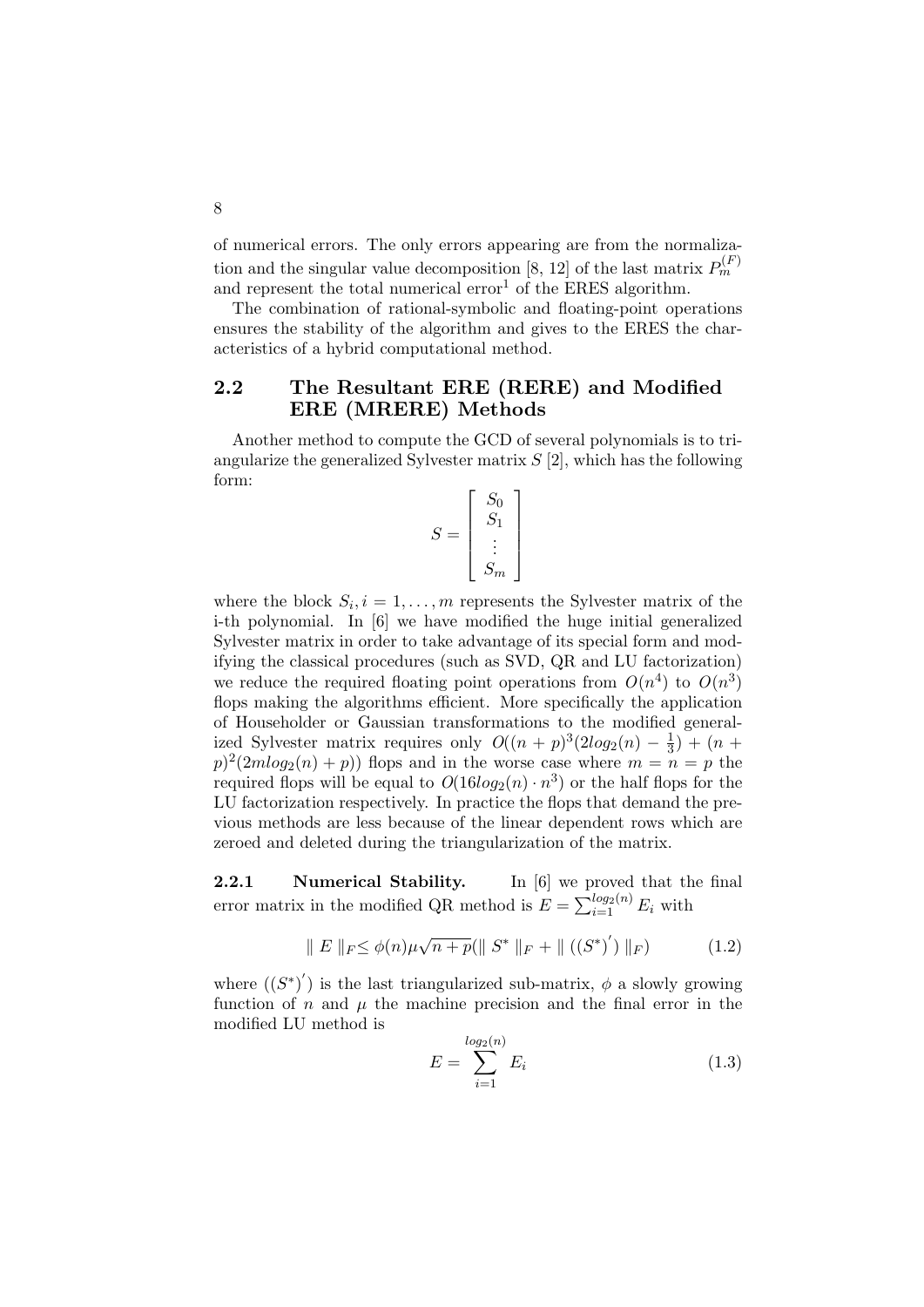of numerical errors. The only errors appearing are from the normalization and the singular value decomposition [8, 12] of the last matrix $P_m^{(F)}$ and represent the total numerical error[1] of the ERES algorithm.

The combination of rational-symbolic and floating-point operations ensures the stability of the algorithm and gives to the ERES the characteristics of a hybrid computational method.

## 2.2 The Resultant ERE (RERE) and Modified ERE (MRERE) Methods

Another method to compute the GCD of several polynomials is to triangularize the generalized Sylvester matrix $S$ [2], which has the following form:

$$S = \begin{bmatrix} S_0 \\ S_1 \\ \vdots \\ S_m \end{bmatrix}$$

where the block $S_i, i = 1, \ldots, m$ represents the Sylvester matrix of the i-th polynomial. In [6] we have modified the huge initial generalized Sylvester matrix in order to take advantage of its special form and modifying the classical procedures (such as SVD, QR and LU factorization) we reduce the required floating point operations from $O(n^4)$ to $O(n^3)$ flops making the algorithms efficient. More specifically the application of Householder or Gaussian transformations to the modified generalized Sylvester matrix requires only $O((n+p)^3(2log_2(n) - \frac{1}{3}) + (n+p)^2(2mlog_2(n) + p))$ flops and in the worse case where $m = n = p$ the required flops will be equal to $O(16log_2(n) \cdot n^3)$ or the half flops for the LU factorization respectively. In practice the flops that demand the previous methods are less because of the linear dependent rows which are zeroed and deleted during the triangularization of the matrix.

**2.2.1 Numerical Stability.** In [6] we proved that the final error matrix in the modified QR method is $E = \sum_{i=1}^{log_2(n)} E_i$ with

$$\| E \|_F \leq \phi(n)\mu\sqrt{n+p}(\| S^* \|_F + \| ((S^*)^{'}) \|_F) \tag{1.2}$$

where $((S^*)^{'})$ is the last triangularized sub-matrix, $\phi$ a slowly growing function of $n$ and $\mu$ the machine precision and the final error in the modified LU method is

$$E = \sum_{i=1}^{log_2(n)} E_i \tag{1.3}$$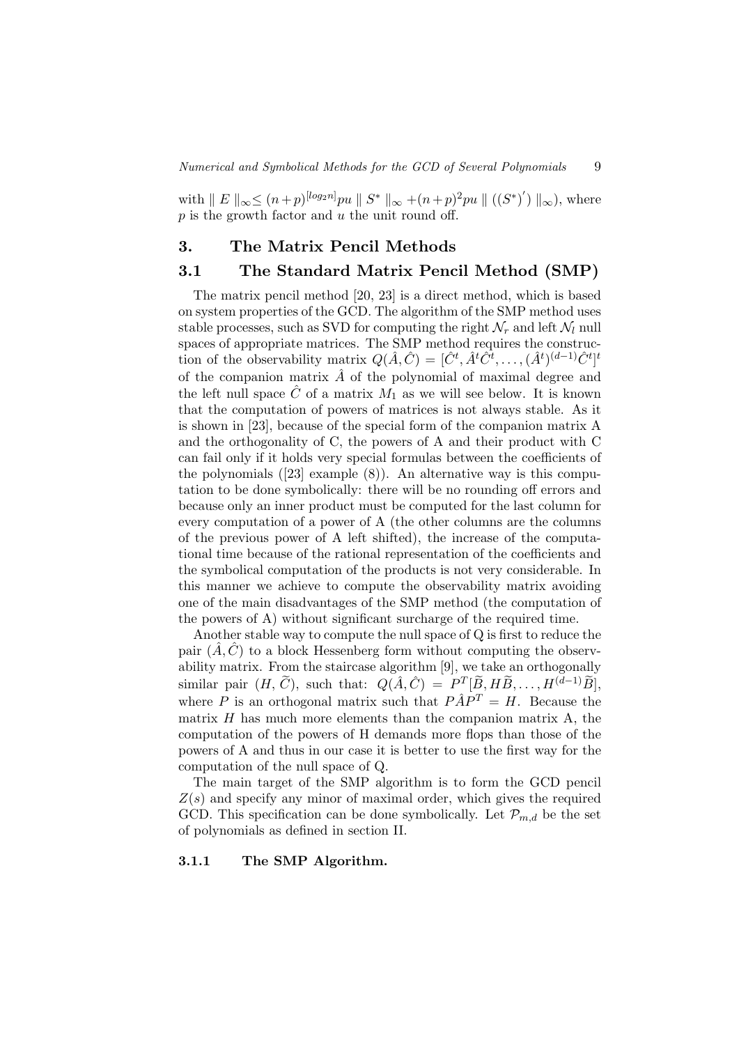with $\| E \|_\infty \leq (n+p)^{[log_2 n]} pu \| S^* \|_\infty + (n+p)^2 pu \| ((S^*)') \|_\infty)$, where $p$ is the growth factor and $u$ the unit round off.

## 3. The Matrix Pencil Methods

### 3.1 The Standard Matrix Pencil Method (SMP)

The matrix pencil method [20, 23] is a direct method, which is based on system properties of the GCD. The algorithm of the SMP method uses stable processes, such as SVD for computing the right $\mathcal{N}_r$ and left $\mathcal{N}_l$ null spaces of appropriate matrices. The SMP method requires the construction of the observability matrix $Q(\hat{A}, \hat{C}) = [\hat{C}^t, \hat{A}^t \hat{C}^t, \ldots, (\hat{A}^t)^{(d-1)} \hat{C}^t]^t$ of the companion matrix $\hat{A}$ of the polynomial of maximal degree and the left null space $\hat{C}$ of a matrix $M_1$ as we will see below. It is known that the computation of powers of matrices is not always stable. As it is shown in [23], because of the special form of the companion matrix A and the orthogonality of C, the powers of A and their product with C can fail only if it holds very special formulas between the coefficients of the polynomials ([23] example (8)). An alternative way is this computation to be done symbolically: there will be no rounding off errors and because only an inner product must be computed for the last column for every computation of a power of A (the other columns are the columns of the previous power of A left shifted), the increase of the computational time because of the rational representation of the coefficients and the symbolical computation of the products is not very considerable. In this manner we achieve to compute the observability matrix avoiding one of the main disadvantages of the SMP method (the computation of the powers of A) without significant surcharge of the required time.

Another stable way to compute the null space of Q is first to reduce the pair $(\hat{A}, \hat{C})$ to a block Hessenberg form without computing the observability matrix. From the staircase algorithm [9], we take an orthogonally similar pair $(H, \widetilde{C})$, such that: $Q(\hat{A}, \hat{C}) = P^T[\widetilde{B}, H\widetilde{B}, \ldots, H^{(d-1)}\widetilde{B}]$, where $P$ is an orthogonal matrix such that $P\hat{A}P^T = H$. Because the matrix $H$ has much more elements than the companion matrix A, the computation of the powers of H demands more flops than those of the powers of A and thus in our case it is better to use the first way for the computation of the null space of Q.

The main target of the SMP algorithm is to form the GCD pencil $Z(s)$ and specify any minor of maximal order, which gives the required GCD. This specification can be done symbolically. Let $\mathcal{P}_{m,d}$ be the set of polynomials as defined in section II.

#### 3.1.1 The SMP Algorithm.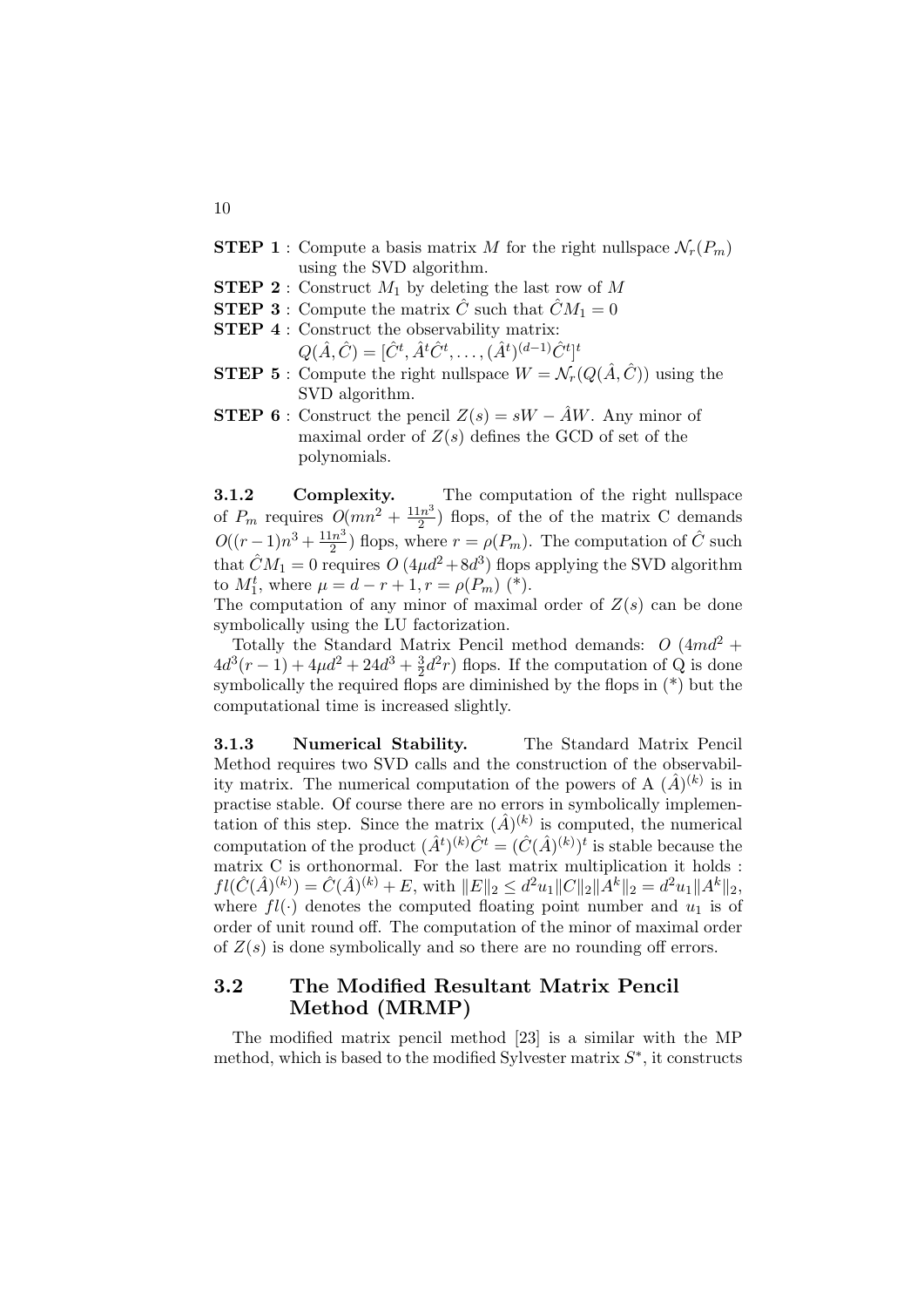**STEP 1** : Compute a basis matrix $M$ for the right nullspace $\mathcal{N}_r(P_m)$ using the SVD algorithm.

**STEP 2** : Construct $M_1$ by deleting the last row of $M$

**STEP 3** : Compute the matrix $\hat{C}$ such that $\hat{C}M_1 = 0$

**STEP 4** : Construct the observability matrix:
$Q(\hat{A}, \hat{C}) = [\hat{C}^t, \hat{A}^t\hat{C}^t, \ldots, (\hat{A}^t)^{(d-1)}\hat{C}^t]^t$

**STEP 5** : Compute the right nullspace $W = \mathcal{N}_r(Q(\hat{A}, \hat{C}))$ using the SVD algorithm.

**STEP 6** : Construct the pencil $Z(s) = sW - \hat{A}W$. Any minor of maximal order of $Z(s)$ defines the GCD of set of the polynomials.

#### 3.1.2 Complexity.

The computation of the right nullspace of $P_m$ requires $O(mn^2 + \frac{11n^3}{2})$ flops, of the of the matrix C demands $O((r-1)n^3 + \frac{11n^3}{2})$ flops, where $r = \rho(P_m)$. The computation of $\hat{C}$ such that $\hat{C}M_1 = 0$ requires $O\,(4\mu d^2 + 8d^3)$ flops applying the SVD algorithm to $M_1^t$, where $\mu = d - r + 1, r = \rho(P_m)$ (*).

The computation of any minor of maximal order of $Z(s)$ can be done symbolically using the LU factorization.

Totally the Standard Matrix Pencil method demands: $O\,(4md^2 + 4d^3(r-1) + 4\mu d^2 + 24d^3 + \frac{3}{2}d^2r)$ flops. If the computation of Q is done symbolically the required flops are diminished by the flops in (*) but the computational time is increased slightly.

#### 3.1.3 Numerical Stability.

The Standard Matrix Pencil Method requires two SVD calls and the construction of the observability matrix. The numerical computation of the powers of A $(\hat{A})^{(k)}$ is in practise stable. Of course there are no errors in symbolically implementation of this step. Since the matrix $(\hat{A})^{(k)}$ is computed, the numerical computation of the product $(\hat{A}^t)^{(k)}\hat{C}^t = (\hat{C}(\hat{A})^{(k)})^t$ is stable because the matrix C is orthonormal. For the last matrix multiplication it holds : $fl(\hat{C}(\hat{A})^{(k)}) = \hat{C}(\hat{A})^{(k)} + E$, with $\|E\|_2 \leq d^2u_1\|C\|_2\|A^k\|_2 = d^2u_1\|A^k\|_2$, where $fl(\cdot)$ denotes the computed floating point number and $u_1$ is of order of unit round off. The computation of the minor of maximal order of $Z(s)$ is done symbolically and so there are no rounding off errors.

## 3.2 The Modified Resultant Matrix Pencil Method (MRMP)

The modified matrix pencil method [23] is a similar with the MP method, which is based to the modified Sylvester matrix $S^*$, it constructs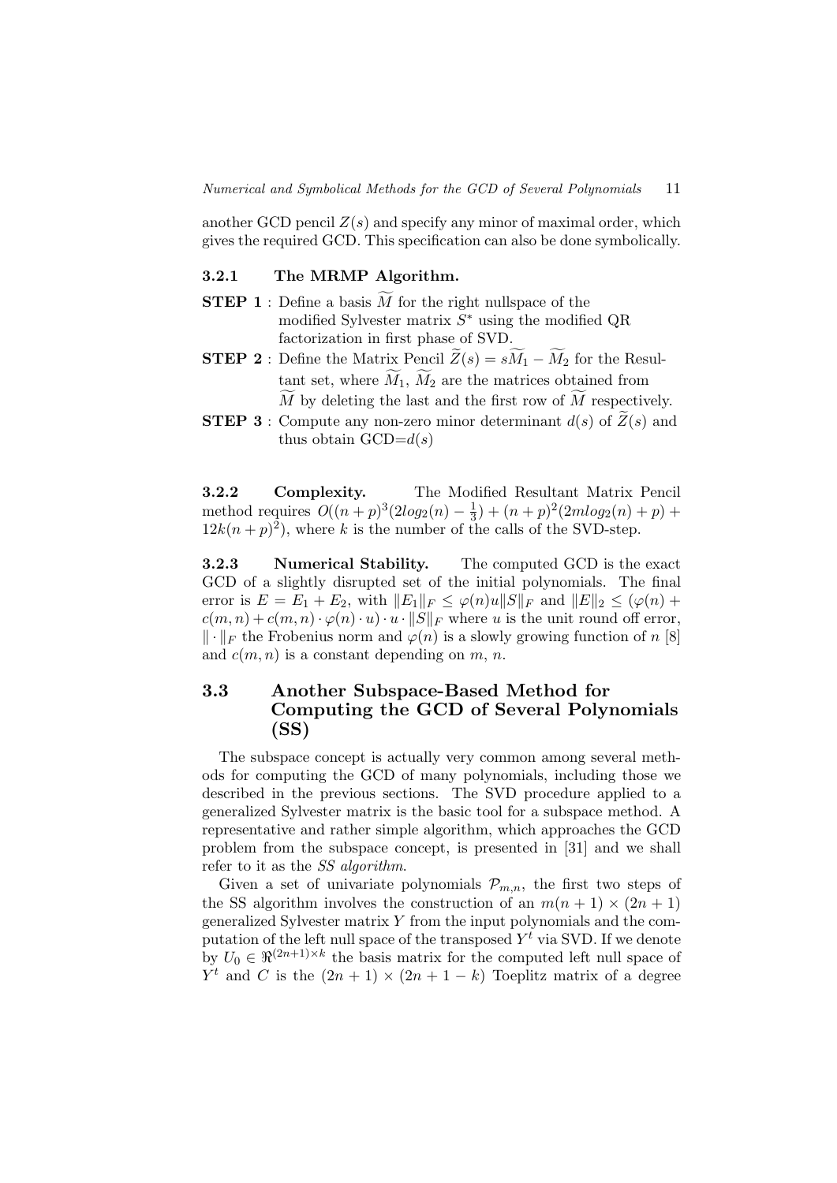another GCD pencil $Z(s)$ and specify any minor of maximal order, which gives the required GCD. This specification can also be done symbolically.

#### 3.2.1 The MRMP Algorithm.

**STEP 1** : Define a basis $\widetilde{M}$ for the right nullspace of the modified Sylvester matrix $S^*$ using the modified QR factorization in first phase of SVD.

**STEP 2** : Define the Matrix Pencil $\widetilde{Z}(s) = s\widetilde{M_1} - \widetilde{M_2}$ for the Resultant set, where $\widetilde{M_1}$, $\widetilde{M_2}$ are the matrices obtained from $\widetilde{M}$ by deleting the last and the first row of $\widetilde{M}$ respectively.

**STEP 3** : Compute any non-zero minor determinant $d(s)$ of $\widetilde{Z}(s)$ and thus obtain GCD=$d(s)$

#### 3.2.2 Complexity.

The Modified Resultant Matrix Pencil method requires $O((n+p)^3(2log_2(n) - \frac{1}{3}) + (n+p)^2(2mlog_2(n) + p) + 12k(n+p)^2)$, where $k$ is the number of the calls of the SVD-step.

#### 3.2.3 Numerical Stability.

The computed GCD is the exact GCD of a slightly disrupted set of the initial polynomials. The final error is $E = E_1 + E_2$, with $\|E_1\|_F \leq \varphi(n)u\|S\|_F$ and $\|E\|_2 \leq (\varphi(n) + c(m,n) + c(m,n)\cdot\varphi(n)\cdot u)\cdot u\cdot\|S\|_F$ where $u$ is the unit round off error, $\|\cdot\|_F$ the Frobenius norm and $\varphi(n)$ is a slowly growing function of $n$ [8] and $c(m,n)$ is a constant depending on $m$, $n$.

### 3.3 Another Subspace-Based Method for Computing the GCD of Several Polynomials (SS)

The subspace concept is actually very common among several methods for computing the GCD of many polynomials, including those we described in the previous sections. The SVD procedure applied to a generalized Sylvester matrix is the basic tool for a subspace method. A representative and rather simple algorithm, which approaches the GCD problem from the subspace concept, is presented in [31] and we shall refer to it as the *SS algorithm*.

Given a set of univariate polynomials $\mathcal{P}_{m,n}$, the first two steps of the SS algorithm involves the construction of an $m(n+1)\times(2n+1)$ generalized Sylvester matrix $Y$ from the input polynomials and the computation of the left null space of the transposed $Y^t$ via SVD. If we denote by $U_0 \in \Re^{(2n+1)\times k}$ the basis matrix for the computed left null space of $Y^t$ and $C$ is the $(2n+1)\times(2n+1-k)$ Toeplitz matrix of a degree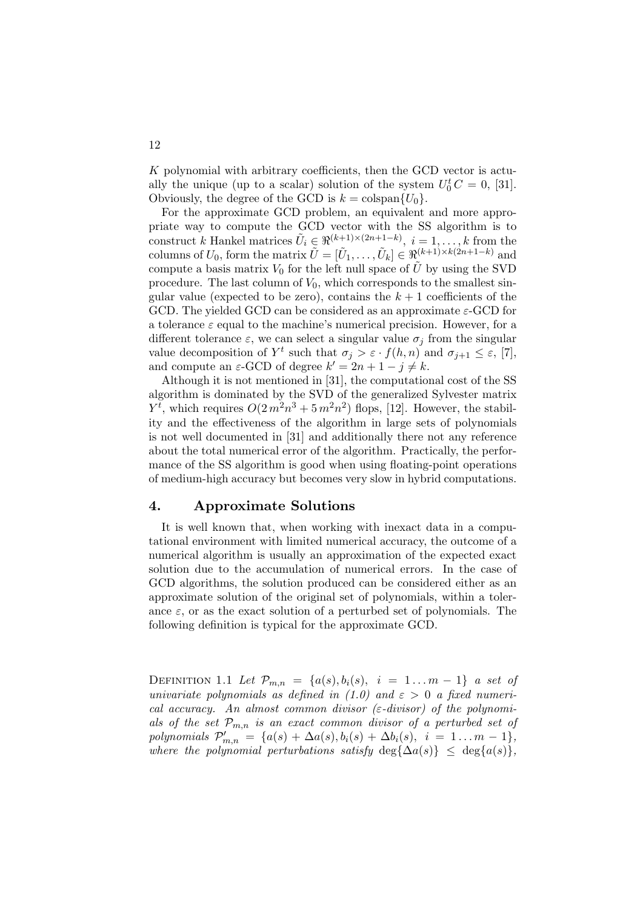$K$ polynomial with arbitrary coefficients, then the GCD vector is actually the unique (up to a scalar) solution of the system $U_0^t C = 0$, [31]. Obviously, the degree of the GCD is $k = \text{colspan}\{U_0\}$.

For the approximate GCD problem, an equivalent and more appropriate way to compute the GCD vector with the SS algorithm is to construct $k$ Hankel matrices $\tilde{U}_i \in \Re^{(k+1)\times(2n+1-k)}$, $i = 1, \ldots, k$ from the columns of $U_0$, form the matrix $\tilde{U} = [\tilde{U}_1, \ldots, \tilde{U}_k] \in \Re^{(k+1)\times k(2n+1-k)}$ and compute a basis matrix $V_0$ for the left null space of $\tilde{U}$ by using the SVD procedure. The last column of $V_0$, which corresponds to the smallest singular value (expected to be zero), contains the $k+1$ coefficients of the GCD. The yielded GCD can be considered as an approximate $\varepsilon$-GCD for a tolerance $\varepsilon$ equal to the machine's numerical precision. However, for a different tolerance $\varepsilon$, we can select a singular value $\sigma_j$ from the singular value decomposition of $Y^t$ such that $\sigma_j > \varepsilon \cdot f(h, n)$ and $\sigma_{j+1} \leq \varepsilon$, [7], and compute an $\varepsilon$-GCD of degree $k' = 2n + 1 - j \neq k$.

Although it is not mentioned in [31], the computational cost of the SS algorithm is dominated by the SVD of the generalized Sylvester matrix $Y^t$, which requires $O(2\,m^2 n^3 + 5\,m^2 n^2)$ flops, [12]. However, the stability and the effectiveness of the algorithm in large sets of polynomials is not well documented in [31] and additionally there not any reference about the total numerical error of the algorithm. Practically, the performance of the SS algorithm is good when using floating-point operations of medium-high accuracy but becomes very slow in hybrid computations.

## 4. Approximate Solutions

It is well known that, when working with inexact data in a computational environment with limited numerical accuracy, the outcome of a numerical algorithm is usually an approximation of the expected exact solution due to the accumulation of numerical errors. In the case of GCD algorithms, the solution produced can be considered either as an approximate solution of the original set of polynomials, within a tolerance $\varepsilon$, or as the exact solution of a perturbed set of polynomials. The following definition is typical for the approximate GCD.

Definition 1.1 *Let $\mathcal{P}_{m,n} = \{a(s), b_i(s),\ i = 1 \ldots m-1\}$ a set of univariate polynomials as defined in (1.0) and $\varepsilon > 0$ a fixed numerical accuracy. An almost common divisor ($\varepsilon$-divisor) of the polynomials of the set $\mathcal{P}_{m,n}$ is an exact common divisor of a perturbed set of polynomials $\mathcal{P}'_{m,n} = \{a(s) + \Delta a(s), b_i(s) + \Delta b_i(s),\ i = 1 \ldots m-1\}$, where the polynomial perturbations satisfy $\deg\{\Delta a(s)\} \leq \deg\{a(s)\}$,*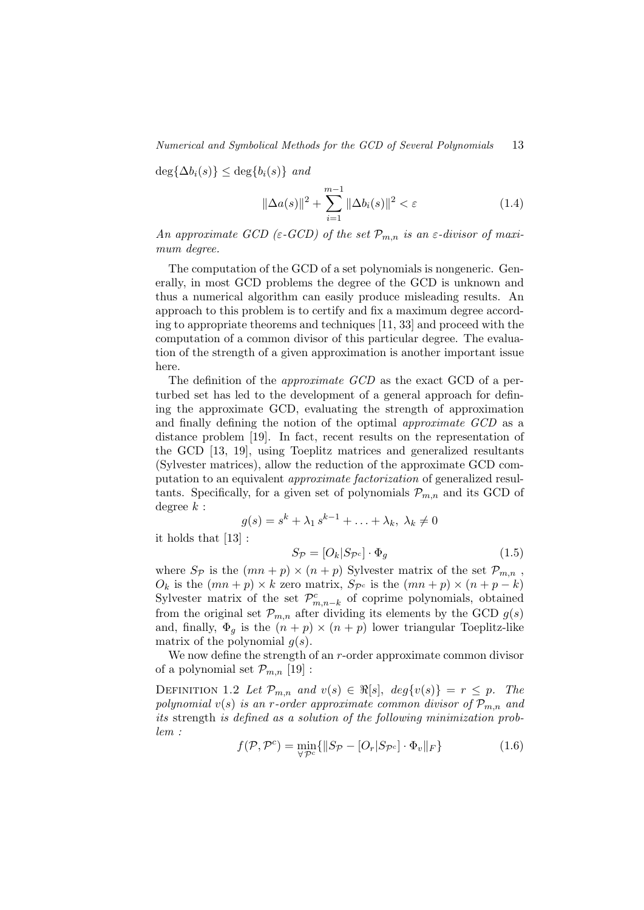$\deg\{\Delta b_i(s)\} \leq \deg\{b_i(s)\}$ *and*

$$\|\Delta a(s)\|^2 + \sum_{i=1}^{m-1} \|\Delta b_i(s)\|^2 < \varepsilon \tag{1.4}$$

*An approximate GCD ($\varepsilon$-GCD) of the set $\mathcal{P}_{m,n}$ is an $\varepsilon$-divisor of maximum degree.*

The computation of the GCD of a set polynomials is nongeneric. Generally, in most GCD problems the degree of the GCD is unknown and thus a numerical algorithm can easily produce misleading results. An approach to this problem is to certify and fix a maximum degree according to appropriate theorems and techniques [11, 33] and proceed with the computation of a common divisor of this particular degree. The evaluation of the strength of a given approximation is another important issue here.

The definition of the *approximate GCD* as the exact GCD of a perturbed set has led to the development of a general approach for defining the approximate GCD, evaluating the strength of approximation and finally defining the notion of the optimal *approximate GCD* as a distance problem [19]. In fact, recent results on the representation of the GCD [13, 19], using Toeplitz matrices and generalized resultants (Sylvester matrices), allow the reduction of the approximate GCD computation to an equivalent *approximate factorization* of generalized resultants. Specifically, for a given set of polynomials $\mathcal{P}_{m,n}$ and its GCD of degree $k$ :

$$g(s) = s^k + \lambda_1 \, s^{k-1} + \ldots + \lambda_k, \; \lambda_k \neq 0$$

it holds that [13] :

$$S_{\mathcal{P}} = [O_k | S_{\mathcal{P}^c}] \cdot \Phi_g \tag{1.5}$$

where $S_{\mathcal{P}}$ is the $(mn+p) \times (n+p)$ Sylvester matrix of the set $\mathcal{P}_{m,n}$ , $O_k$ is the $(mn+p) \times k$ zero matrix, $S_{\mathcal{P}^c}$ is the $(mn+p) \times (n+p-k)$ Sylvester matrix of the set $\mathcal{P}^c_{m,n-k}$ of coprime polynomials, obtained from the original set $\mathcal{P}_{m,n}$ after dividing its elements by the GCD $g(s)$ and, finally, $\Phi_g$ is the $(n+p) \times (n+p)$ lower triangular Toeplitz-like matrix of the polynomial $g(s)$.

We now define the strength of an $r$-order approximate common divisor of a polynomial set $\mathcal{P}_{m,n}$ [19] :

Definition 1.2 *Let $\mathcal{P}_{m,n}$ and $v(s) \in \Re[s]$, $deg\{v(s)\} = r \leq p$. The polynomial $v(s)$ is an $r$-order approximate common divisor of $\mathcal{P}_{m,n}$ and its* strength *is defined as a solution of the following minimization problem :*

$$f(\mathcal{P}, \mathcal{P}^c) = \min_{\forall \, \mathcal{P}^c} \{ \| S_{\mathcal{P}} - [O_r | S_{\mathcal{P}^c}] \cdot \Phi_v \|_F \} \tag{1.6}$$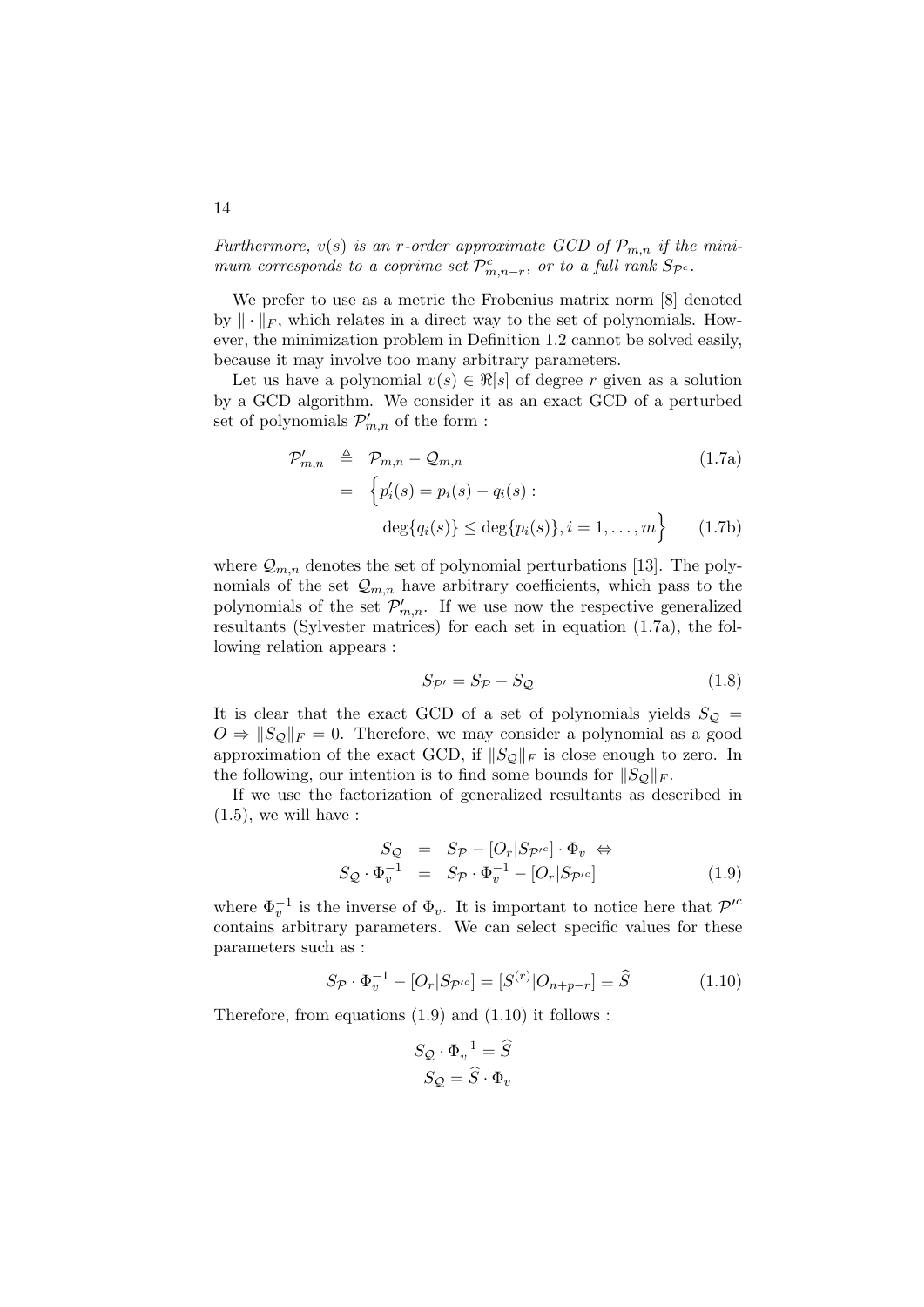*Furthermore, $v(s)$ is an $r$-order approximate GCD of $\mathcal{P}_{m,n}$ if the minimum corresponds to a coprime set $\mathcal{P}^c_{m,n-r}$, or to a full rank $S_{\mathcal{P}^c}$.*

We prefer to use as a metric the Frobenius matrix norm [8] denoted by $\|\cdot\|_F$, which relates in a direct way to the set of polynomials. However, the minimization problem in Definition 1.2 cannot be solved easily, because it may involve too many arbitrary parameters.

Let us have a polynomial $v(s) \in \Re[s]$ of degree $r$ given as a solution by a GCD algorithm. We consider it as an exact GCD of a perturbed set of polynomials $\mathcal{P}'_{m,n}$ of the form :

$$
\begin{aligned}
\mathcal{P}'_{m,n} &\triangleq \mathcal{P}_{m,n} - \mathcal{Q}_{m,n} && (1.7a)\\
&= \Big\{ p'_i(s) = p_i(s) - q_i(s) : \\
&\qquad \deg\{q_i(s)\} \leq \deg\{p_i(s)\}, i = 1, \ldots, m \Big\} && (1.7b)
\end{aligned}
$$

where $\mathcal{Q}_{m,n}$ denotes the set of polynomial perturbations [13]. The polynomials of the set $\mathcal{Q}_{m,n}$ have arbitrary coefficients, which pass to the polynomials of the set $\mathcal{P}'_{m,n}$. If we use now the respective generalized resultants (Sylvester matrices) for each set in equation (1.7a), the following relation appears :

$$
S_{\mathcal{P}'} = S_{\mathcal{P}} - S_{\mathcal{Q}} \tag{1.8}
$$

It is clear that the exact GCD of a set of polynomials yields $S_{\mathcal{Q}} = O \Rightarrow \|S_{\mathcal{Q}}\|_F = 0$. Therefore, we may consider a polynomial as a good approximation of the exact GCD, if $\|S_{\mathcal{Q}}\|_F$ is close enough to zero. In the following, our intention is to find some bounds for $\|S_{\mathcal{Q}}\|_F$.

If we use the factorization of generalized resultants as described in (1.5), we will have :

$$
\begin{aligned}
S_{\mathcal{Q}} &= S_{\mathcal{P}} - [O_r | S_{\mathcal{P}'^c}] \cdot \Phi_v \;\Leftrightarrow \\
S_{\mathcal{Q}} \cdot \Phi_v^{-1} &= S_{\mathcal{P}} \cdot \Phi_v^{-1} - [O_r | S_{\mathcal{P}'^c}]
\end{aligned} \tag{1.9}
$$

where $\Phi_v^{-1}$ is the inverse of $\Phi_v$. It is important to notice here that $\mathcal{P}'^c$ contains arbitrary parameters. We can select specific values for these parameters such as :

$$
S_{\mathcal{P}} \cdot \Phi_v^{-1} - [O_r | S_{\mathcal{P}'^c}] = [S^{(r)} | O_{n+p-r}] \equiv \widehat{S} \tag{1.10}
$$

Therefore, from equations (1.9) and (1.10) it follows :

$$
\begin{aligned}
S_{\mathcal{Q}} \cdot \Phi_v^{-1} &= \widehat{S} \\
S_{\mathcal{Q}} &= \widehat{S} \cdot \Phi_v
\end{aligned}
$$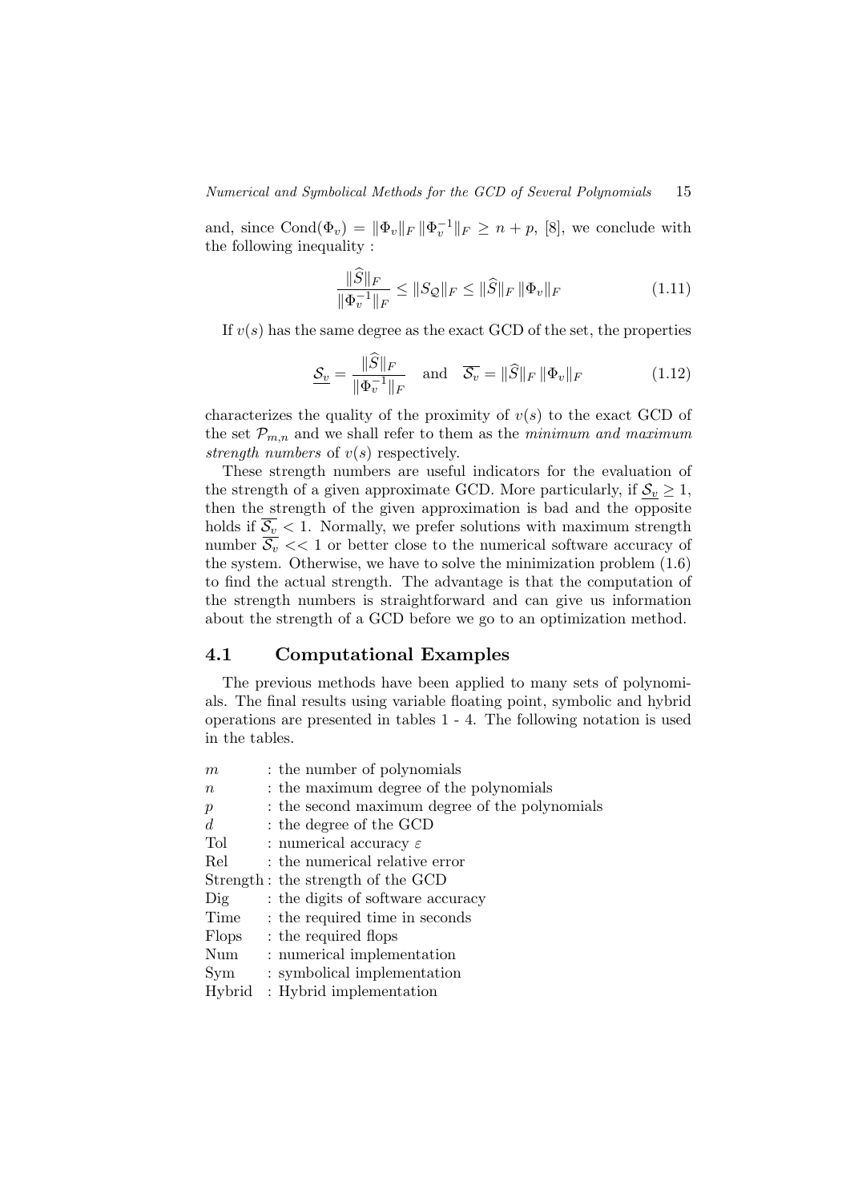and, since $\text{Cond}(\Phi_v) = \|\Phi_v\|_F \, \|\Phi_v^{-1}\|_F \geq n + p$, [8], we conclude with the following inequality :

$$\frac{\|\widehat{S}\|_F}{\|\Phi_v^{-1}\|_F} \leq \|S_{\mathcal{Q}}\|_F \leq \|\widehat{S}\|_F \, \|\Phi_v\|_F \tag{1.11}$$

If $v(s)$ has the same degree as the exact GCD of the set, the properties

$$\underline{\mathcal{S}_v} = \frac{\|\widehat{S}\|_F}{\|\Phi_v^{-1}\|_F} \quad \text{and} \quad \overline{\mathcal{S}_v} = \|\widehat{S}\|_F \, \|\Phi_v\|_F \tag{1.12}$$

characterizes the quality of the proximity of $v(s)$ to the exact GCD of the set $\mathcal{P}_{m,n}$ and we shall refer to them as the *minimum and maximum strength numbers* of $v(s)$ respectively.

These strength numbers are useful indicators for the evaluation of the strength of a given approximate GCD. More particularly, if $\underline{\mathcal{S}_v} \geq 1$, then the strength of the given approximation is bad and the opposite holds if $\overline{\mathcal{S}_v} < 1$. Normally, we prefer solutions with maximum strength number $\overline{\mathcal{S}_v} << 1$ or better close to the numerical software accuracy of the system. Otherwise, we have to solve the minimization problem (1.6) to find the actual strength. The advantage is that the computation of the strength numbers is straightforward and can give us information about the strength of a GCD before we go to an optimization method.

## 4.1 Computational Examples

The previous methods have been applied to many sets of polynomials. The final results using variable floating point, symbolic and hybrid operations are presented in tables 1 - 4. The following notation is used in the tables.

| | |
|---|---|
| $m$ | : the number of polynomials |
| $n$ | : the maximum degree of the polynomials |
| $p$ | : the second maximum degree of the polynomials |
| $d$ | : the degree of the GCD |
| Tol | : numerical accuracy $\varepsilon$ |
| Rel | : the numerical relative error |
| Strength | : the strength of the GCD |
| Dig | : the digits of software accuracy |
| Time | : the required time in seconds |
| Flops | : the required flops |
| Num | : numerical implementation |
| Sym | : symbolical implementation |
| Hybrid | : Hybrid implementation |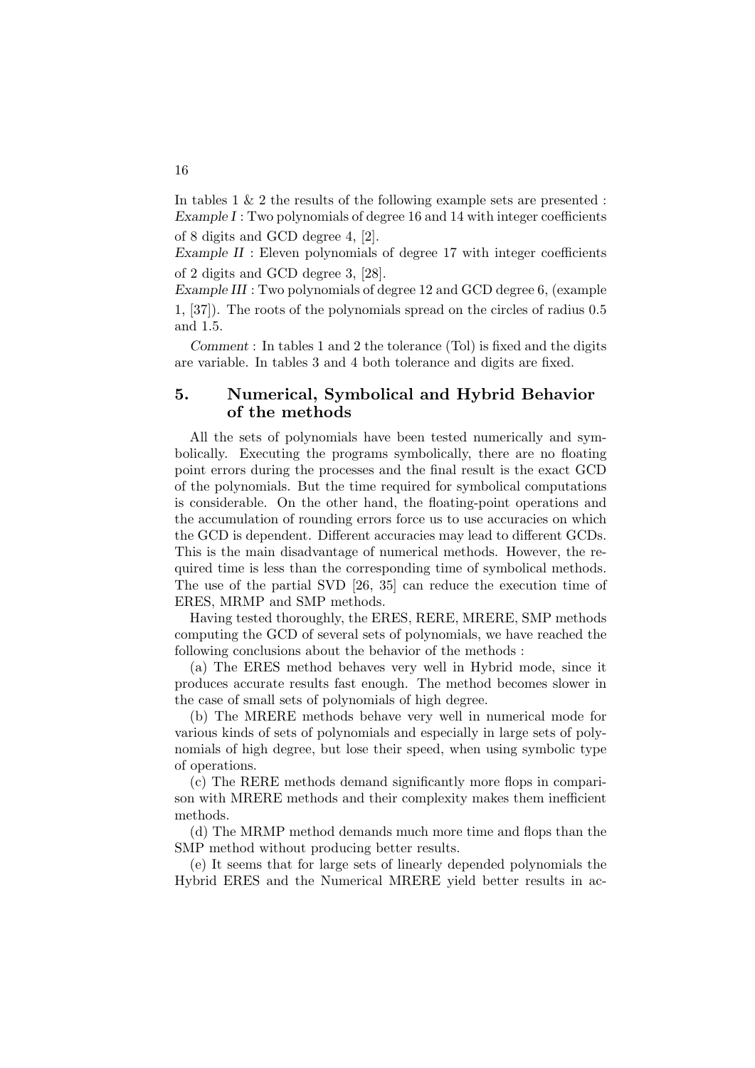In tables 1 & 2 the results of the following example sets are presented :
*Example I* : Two polynomials of degree 16 and 14 with integer coefficients of 8 digits and GCD degree 4, [2].
*Example II* : Eleven polynomials of degree 17 with integer coefficients of 2 digits and GCD degree 3, [28].
*Example III* : Two polynomials of degree 12 and GCD degree 6, (example 1, [37]). The roots of the polynomials spread on the circles of radius 0.5 and 1.5.

*Comment* : In tables 1 and 2 the tolerance (Tol) is fixed and the digits are variable. In tables 3 and 4 both tolerance and digits are fixed.

## 5. Numerical, Symbolical and Hybrid Behavior of the methods

All the sets of polynomials have been tested numerically and symbolically. Executing the programs symbolically, there are no floating point errors during the processes and the final result is the exact GCD of the polynomials. But the time required for symbolical computations is considerable. On the other hand, the floating-point operations and the accumulation of rounding errors force us to use accuracies on which the GCD is dependent. Different accuracies may lead to different GCDs. This is the main disadvantage of numerical methods. However, the required time is less than the corresponding time of symbolical methods. The use of the partial SVD [26, 35] can reduce the execution time of ERES, MRMP and SMP methods.

Having tested thoroughly, the ERES, RERE, MRERE, SMP methods computing the GCD of several sets of polynomials, we have reached the following conclusions about the behavior of the methods :

(a) The ERES method behaves very well in Hybrid mode, since it produces accurate results fast enough. The method becomes slower in the case of small sets of polynomials of high degree.

(b) The MRERE methods behave very well in numerical mode for various kinds of sets of polynomials and especially in large sets of polynomials of high degree, but lose their speed, when using symbolic type of operations.

(c) The RERE methods demand significantly more flops in comparison with MRERE methods and their complexity makes them inefficient methods.

(d) The MRMP method demands much more time and flops than the SMP method without producing better results.

(e) It seems that for large sets of linearly depended polynomials the Hybrid ERES and the Numerical MRERE yield better results in ac-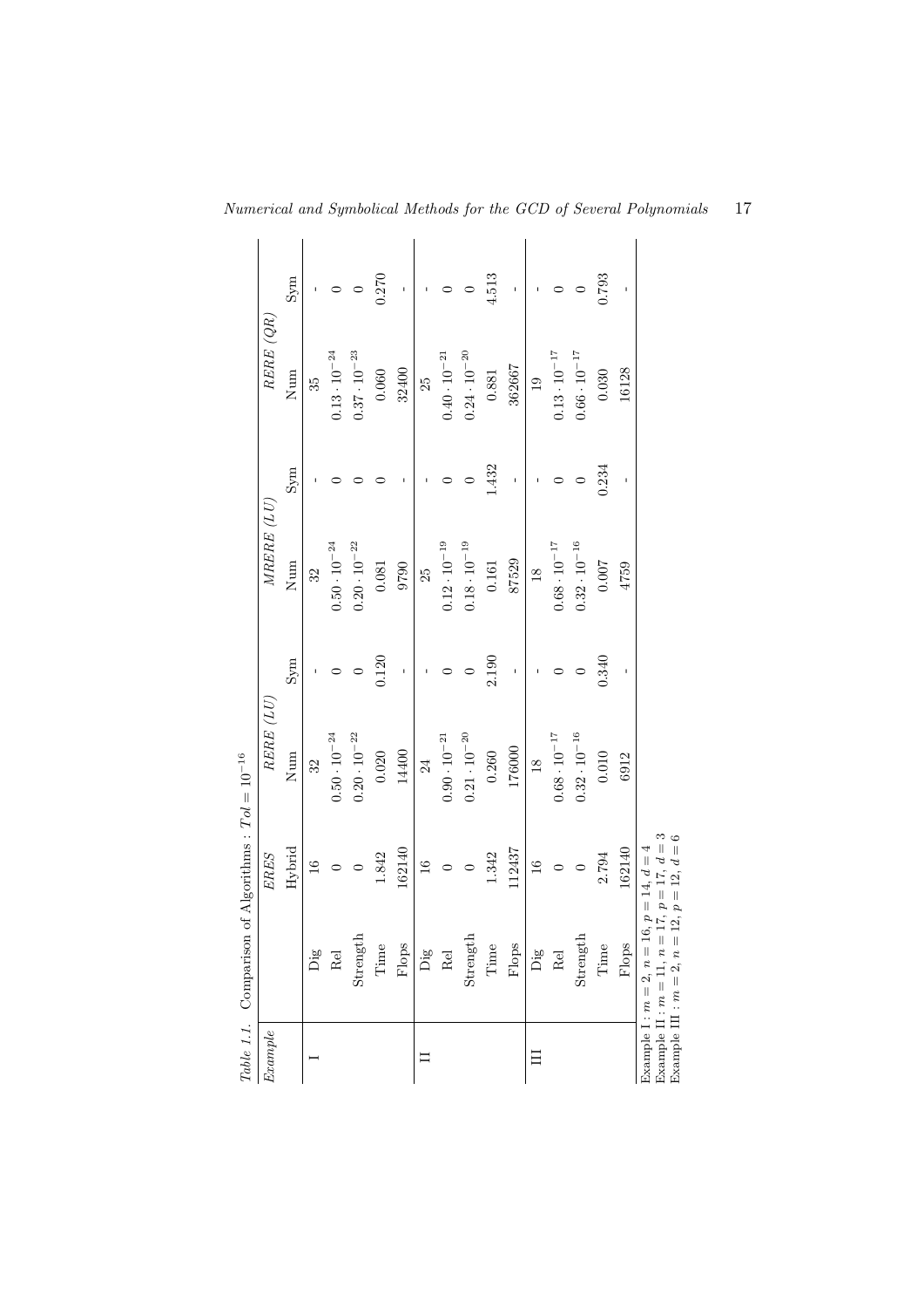*Table 1.1.* Comparison of Algorithms : $Tol = 10^{-16}$

| *Example* | | *ERES* | *RERE (LU)* | | *MRERE (LU)* | | *RERE (QR)* | |
|---|---|---|---|---|---|---|---|---|
| | | Hybrid | Num | Sym | Num | Sym | Num | Sym |
| I | Dig | 16 | 32 | - | 32 | - | 35 | - |
| | Rel | 0 | $0.50 \cdot 10^{-24}$ | 0 | $0.50 \cdot 10^{-24}$ | 0 | $0.13 \cdot 10^{-24}$ | 0 |
| | Strength | 0 | $0.20 \cdot 10^{-22}$ | 0 | $0.20 \cdot 10^{-22}$ | 0 | $0.37 \cdot 10^{-23}$ | 0 |
| | Time | 1.842 | 0.020 | 0.120 | 0.081 | 0 | 0.060 | 0.270 |
| | Flops | 162140 | 14400 | - | 9790 | - | 32400 | - |
| II | Dig | 16 | 24 | - | 25 | - | 25 | - |
| | Rel | 0 | $0.90 \cdot 10^{-21}$ | 0 | $0.12 \cdot 10^{-19}$ | 0 | $0.40 \cdot 10^{-21}$ | 0 |
| | Strength | 0 | $0.21 \cdot 10^{-20}$ | 0 | $0.18 \cdot 10^{-19}$ | 0 | $0.24 \cdot 10^{-20}$ | 0 |
| | Time | 1.342 | 0.260 | 2.190 | 0.161 | 1.432 | 0.881 | 4.513 |
| | Flops | 112437 | 176000 | - | 87529 | - | 362667 | - |
| III | Dig | 16 | 18 | - | 18 | - | 19 | - |
| | Rel | 0 | $0.68 \cdot 10^{-17}$ | 0 | $0.68 \cdot 10^{-17}$ | 0 | $0.13 \cdot 10^{-17}$ | 0 |
| | Strength | 0 | $0.32 \cdot 10^{-16}$ | 0 | $0.32 \cdot 10^{-16}$ | 0 | $0.66 \cdot 10^{-17}$ | 0 |
| | Time | 2.794 | 0.010 | 0.340 | 0.007 | 0.234 | 0.030 | 0.793 |
| | Flops | 162140 | 6912 | - | 4759 | - | 16128 | - |

Example I : $m = 2$, $n = 16$, $p = 14$, $d = 4$
Example II : $m = 11$, $n = 17$, $p = 17$, $d = 3$
Example III : $m = 2$, $n = 12$, $p = 12$, $d = 6$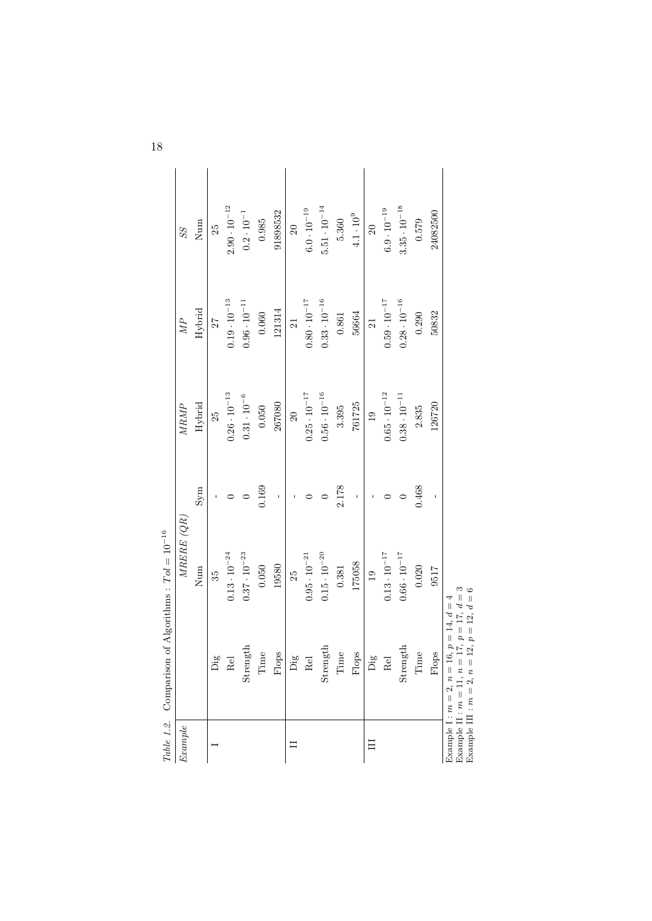*Table 1.2.* Comparison of Algorithms : $Tol = 10^{-16}$

| *Example* | | *MRERE (QR)* | | *MRMP* | *MP* | *SS* |
|---|---|---|---|---|---|---|
| | | Num | Sym | Hybrid | Hybrid | Num |
| I | Dig | 35 | - | 25 | 27 | 25 |
| | Rel | $0.13 \cdot 10^{-24}$ | 0 | $0.26 \cdot 10^{-13}$ | $0.19 \cdot 10^{-13}$ | $2.90 \cdot 10^{-12}$ |
| | Strength | $0.37 \cdot 10^{-23}$ | 0 | $0.31 \cdot 10^{-6}$ | $0.96 \cdot 10^{-11}$ | $0.2 \cdot 10^{-1}$ |
| | Time | 0.050 | 0.169 | 0.050 | 0.060 | 0.985 |
| | Flops | 19580 | - | 267080 | 121314 | 9898532 |
| II | Dig | 25 | - | 20 | 21 | 20 |
| | Rel | $0.95 \cdot 10^{-21}$ | 0 | $0.25 \cdot 10^{-17}$ | $0.80 \cdot 10^{-17}$ | $6.0 \cdot 10^{-19}$ |
| | Strength | $0.15 \cdot 10^{-20}$ | 0 | $0.56 \cdot 10^{-16}$ | $0.33 \cdot 10^{-16}$ | $5.51 \cdot 10^{-14}$ |
| | Time | 0.381 | 2.178 | 3.395 | 0.861 | 5.360 |
| | Flops | 175058 | - | 761725 | 56664 | $4.1 \cdot 10^{9}$ |
| III | Dig | 19 | - | 19 | 21 | 20 |
| | Rel | $0.13 \cdot 10^{-17}$ | 0 | $0.65 \cdot 10^{-12}$ | $0.59 \cdot 10^{-17}$ | $6.9 \cdot 10^{-19}$ |
| | Strength | $0.66 \cdot 10^{-17}$ | 0 | $0.38 \cdot 10^{-11}$ | $0.28 \cdot 10^{-16}$ | $3.35 \cdot 10^{-18}$ |
| | Time | 0.020 | 0.468 | 2.835 | 0.290 | 0.579 |
| | Flops | 9517 | - | 126720 | 50832 | 24082500 |

Example I : $m = 2$, $n = 16$, $p = 14$, $d = 4$
Example II : $m = 11$, $n = 17$, $p = 17$, $d = 3$
Example III : $m = 2$, $n = 12$, $p = 12$, $d = 6$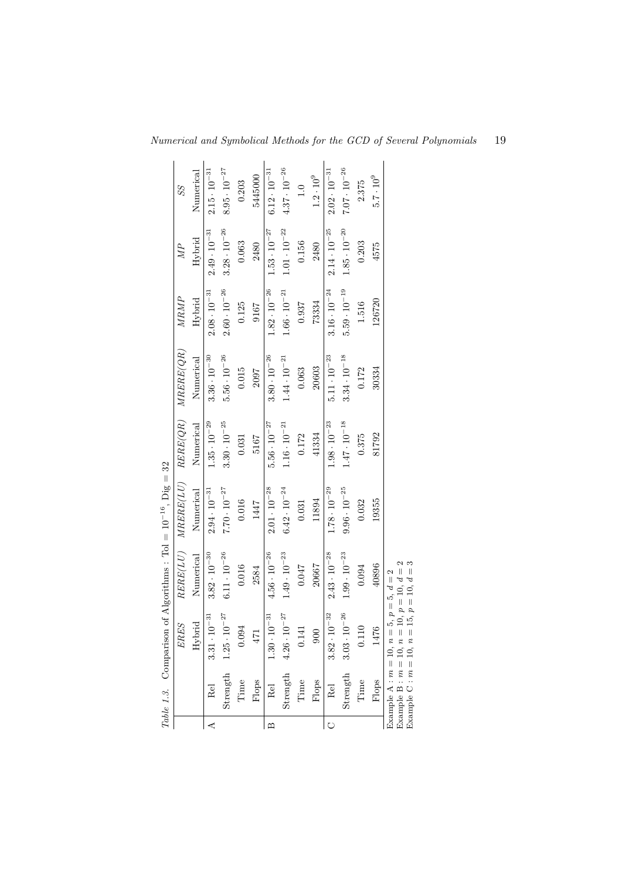*Table 1.3.* Comparison of Algorithms : Tol $= 10^{-16}$, Dig $= 32$

| | | *ERES* | *RERE(LU)* | *MRERE(LU)* | *RERE(QR)* | *MRERE(QR)* | *MRMP* | *MP* | *SS* |
|---|---|---|---|---|---|---|---|---|---|
| | | Hybrid | Numerical | Numerical | Numerical | Numerical | Hybrid | Hybrid | Numerical |
| A | Rel | $3.31 \cdot 10^{-31}$ | $3.82 \cdot 10^{-30}$ | $2.94 \cdot 10^{-31}$ | $1.35 \cdot 10^{-29}$ | $3.36 \cdot 10^{-30}$ | $2.08 \cdot 10^{-31}$ | $2.49 \cdot 10^{-31}$ | $2.15 \cdot 10^{-31}$ |
| | Strength | $1.25 \cdot 10^{-27}$ | $6.11 \cdot 10^{-26}$ | $7.70 \cdot 10^{-27}$ | $3.30 \cdot 10^{-25}$ | $5.56 \cdot 10^{-26}$ | $2.60 \cdot 10^{-26}$ | $3.28 \cdot 10^{-26}$ | $8.95 \cdot 10^{-27}$ |
| | Time | 0.094 | 0.016 | 0.016 | 0.031 | 0.015 | 0.125 | 0.063 | 0.203 |
| | Flops | 471 | 2584 | 1447 | 5167 | 2097 | 9167 | 2480 | 5445000 |
| B | Rel | $1.30 \cdot 10^{-31}$ | $4.56 \cdot 10^{-26}$ | $2.01 \cdot 10^{-28}$ | $5.56 \cdot 10^{-27}$ | $3.80 \cdot 10^{-26}$ | $1.82 \cdot 10^{-26}$ | $1.53 \cdot 10^{-27}$ | $6.12 \cdot 10^{-31}$ |
| | Strength | $4.26 \cdot 10^{-27}$ | $1.49 \cdot 10^{-23}$ | $6.42 \cdot 10^{-24}$ | $1.16 \cdot 10^{-21}$ | $1.44 \cdot 10^{-21}$ | $1.66 \cdot 10^{-21}$ | $1.01 \cdot 10^{-22}$ | $4.37 \cdot 10^{-26}$ |
| | Time | 0.141 | 0.047 | 0.031 | 0.172 | 0.063 | 0.937 | 0.156 | 1.0 |
| | Flops | 900 | 20667 | 11894 | 41334 | 20603 | 73334 | 2480 | $1.2 \cdot 10^{9}$ |
| C | Rel | $3.82 \cdot 10^{-32}$ | $2.43 \cdot 10^{-28}$ | $1.78 \cdot 10^{-29}$ | $1.98 \cdot 10^{-23}$ | $5.11 \cdot 10^{-23}$ | $3.16 \cdot 10^{-24}$ | $2.14 \cdot 10^{-25}$ | $2.02 \cdot 10^{-31}$ |
| | Strength | $3.03 \cdot 10^{-26}$ | $1.99 \cdot 10^{-23}$ | $9.96 \cdot 10^{-25}$ | $1.47 \cdot 10^{-18}$ | $3.34 \cdot 10^{-18}$ | $5.59 \cdot 10^{-19}$ | $1.85 \cdot 10^{-20}$ | $7.07 \cdot 10^{-26}$ |
| | Time | 0.110 | 0.094 | 0.032 | 0.375 | 0.172 | 1.516 | 0.203 | 2.375 |
| | Flops | 1476 | 40896 | 19355 | 81792 | 30334 | 126720 | 4575 | $5.7 \cdot 10^{9}$ |

Example A : $m = 10$, $n = 5$, $p = 5$, $d = 2$
Example B : $m = 10$, $n = 10$, $p = 10$, $d = 2$
Example C : $m = 10$, $n = 15$, $p = 10$, $d = 3$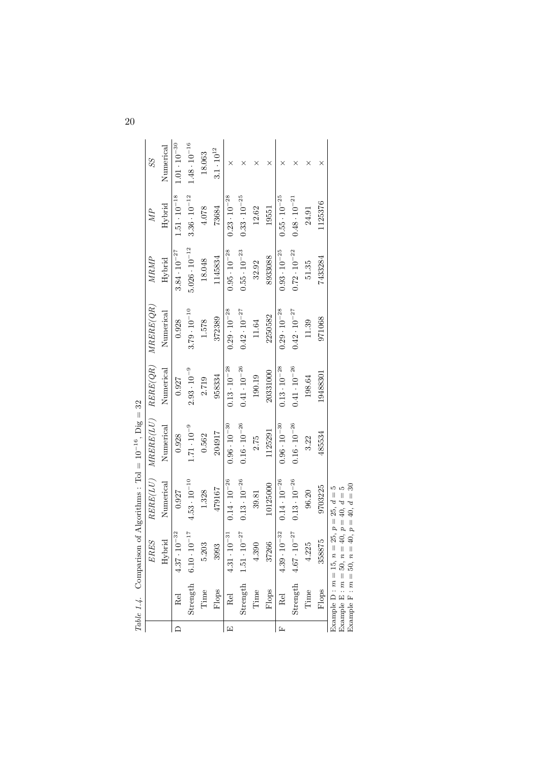*Table 1.4.* Comparison of Algorithms : Tol $= 10^{-16}$, Dig $= 32$

| | | *ERES* | *RERE(LU)* | *MRERE(LU)* | *RERE(QR)* | *MRERE(QR)* | *MRMP* | *MP* | *SS* |
|---|---|---|---|---|---|---|---|---|---|
| | | Hybrid | Numerical | Numerical | Numerical | Numerical | Hybrid | Hybrid | Numerical |
| D | Rel | $4.37 \cdot 10^{-32}$ | 0.927 | 0.928 | 0.927 | 0.928 | $3.84 \cdot 10^{-27}$ | $1.51 \cdot 10^{-18}$ | $1.01 \cdot 10^{-30}$ |
| | Strength | $6.10 \cdot 10^{-17}$ | $4.53 \cdot 10^{-10}$ | $1.71 \cdot 10^{-9}$ | $2.93 \cdot 10^{-9}$ | $3.79 \cdot 10^{-10}$ | $5.026 \cdot 10^{-12}$ | $3.36 \cdot 10^{-12}$ | $1.48 \cdot 10^{-16}$ |
| | Time | 5.203 | 1.328 | 0.562 | 2.719 | 1.578 | 18.048 | 4.078 | 18.063 |
| | Flops | 3993 | 479167 | 204917 | 958334 | 372389 | 1145834 | 73684 | $3.1 \cdot 10^{12}$ |
| E | Rel | $4.31 \cdot 10^{-31}$ | $0.14 \cdot 10^{-26}$ | $0.96 \cdot 10^{-30}$ | $0.13 \cdot 10^{-28}$ | $0.29 \cdot 10^{-28}$ | $0.95 \cdot 10^{-28}$ | $0.23 \cdot 10^{-28}$ | × |
| | Strength | $1.51 \cdot 10^{-27}$ | $0.13 \cdot 10^{-26}$ | $0.16 \cdot 10^{-26}$ | $0.41 \cdot 10^{-26}$ | $0.42 \cdot 10^{-27}$ | $0.55 \cdot 10^{-23}$ | $0.33 \cdot 10^{-25}$ | × |
| | Time | 4.390 | 39.81 | 2.75 | 190.19 | 11.64 | 32.92 | 12.62 | × |
| | Flops | 37266 | 10125000 | 1125291 | 20331000 | 2250582 | 8933088 | 19551 | × |
| F | Rel | $4.39 \cdot 10^{-32}$ | $0.14 \cdot 10^{-26}$ | $0.96 \cdot 10^{-30}$ | $0.13 \cdot 10^{-28}$ | $0.29 \cdot 10^{-28}$ | $0.93 \cdot 10^{-25}$ | $0.55 \cdot 10^{-25}$ | × |
| | Strength | $4.67 \cdot 10^{-27}$ | $0.13 \cdot 10^{-26}$ | $0.16 \cdot 10^{-26}$ | $0.41 \cdot 10^{-26}$ | $0.42 \cdot 10^{-27}$ | $0.72 \cdot 10^{-22}$ | $0.48 \cdot 10^{-21}$ | × |
| | Time | 4.225 | 96.20 | 3.22 | 198.64 | 11.39 | 51.35 | 24.91 | × |
| | Flops | 358875 | 9703225 | 485534 | 19488301 | 971068 | 7433284 | 1125376 | × |

Example D : $m = 15$, $n = 25$, $p = 25$, $d = 5$
Example E : $m = 50$, $n = 40$, $p = 40$, $d = 5$
Example F : $m = 50$, $n = 40$, $p = 40$, $d = 30$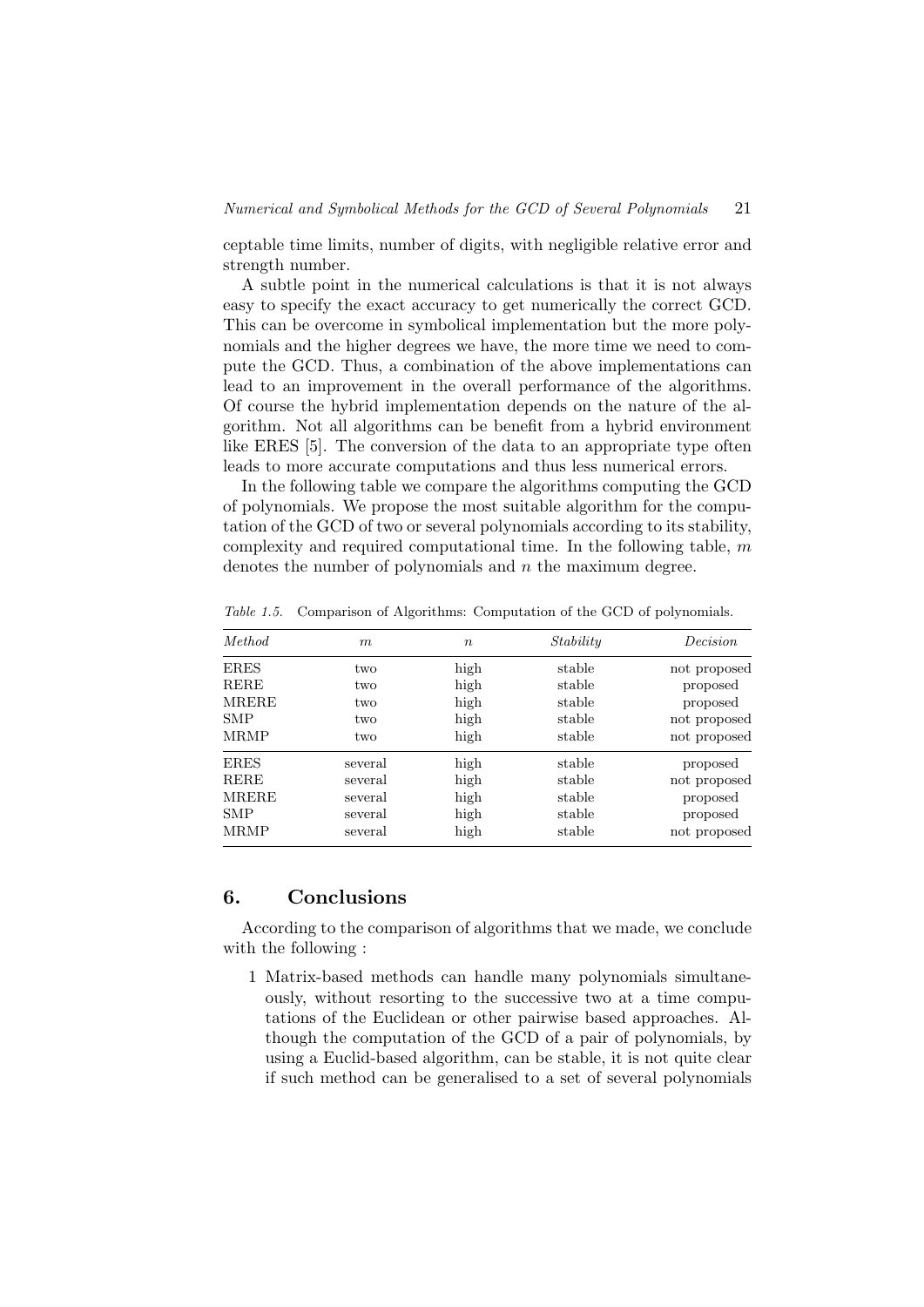ceptable time limits, number of digits, with negligible relative error and strength number.

A subtle point in the numerical calculations is that it is not always easy to specify the exact accuracy to get numerically the correct GCD. This can be overcome in symbolical implementation but the more polynomials and the higher degrees we have, the more time we need to compute the GCD. Thus, a combination of the above implementations can lead to an improvement in the overall performance of the algorithms. Of course the hybrid implementation depends on the nature of the algorithm. Not all algorithms can be benefit from a hybrid environment like ERES [5]. The conversion of the data to an appropriate type often leads to more accurate computations and thus less numerical errors.

In the following table we compare the algorithms computing the GCD of polynomials. We propose the most suitable algorithm for the computation of the GCD of two or several polynomials according to its stability, complexity and required computational time. In the following table, $m$ denotes the number of polynomials and $n$ the maximum degree.

*Table 1.5.* Comparison of Algorithms: Computation of the GCD of polynomials.

| *Method* | $m$ | $n$ | *Stability* | *Decision* |
|---|---|---|---|---|
| ERES | two | high | stable | not proposed |
| RERE | two | high | stable | proposed |
| MRERE | two | high | stable | proposed |
| SMP | two | high | stable | not proposed |
| MRMP | two | high | stable | not proposed |
| ERES | several | high | stable | proposed |
| RERE | several | high | stable | not proposed |
| MRERE | several | high | stable | proposed |
| SMP | several | high | stable | proposed |
| MRMP | several | high | stable | not proposed |

## 6. Conclusions

According to the comparison of algorithms that we made, we conclude with the following :

1 Matrix-based methods can handle many polynomials simultaneously, without resorting to the successive two at a time computations of the Euclidean or other pairwise based approaches. Although the computation of the GCD of a pair of polynomials, by using a Euclid-based algorithm, can be stable, it is not quite clear if such method can be generalised to a set of several polynomials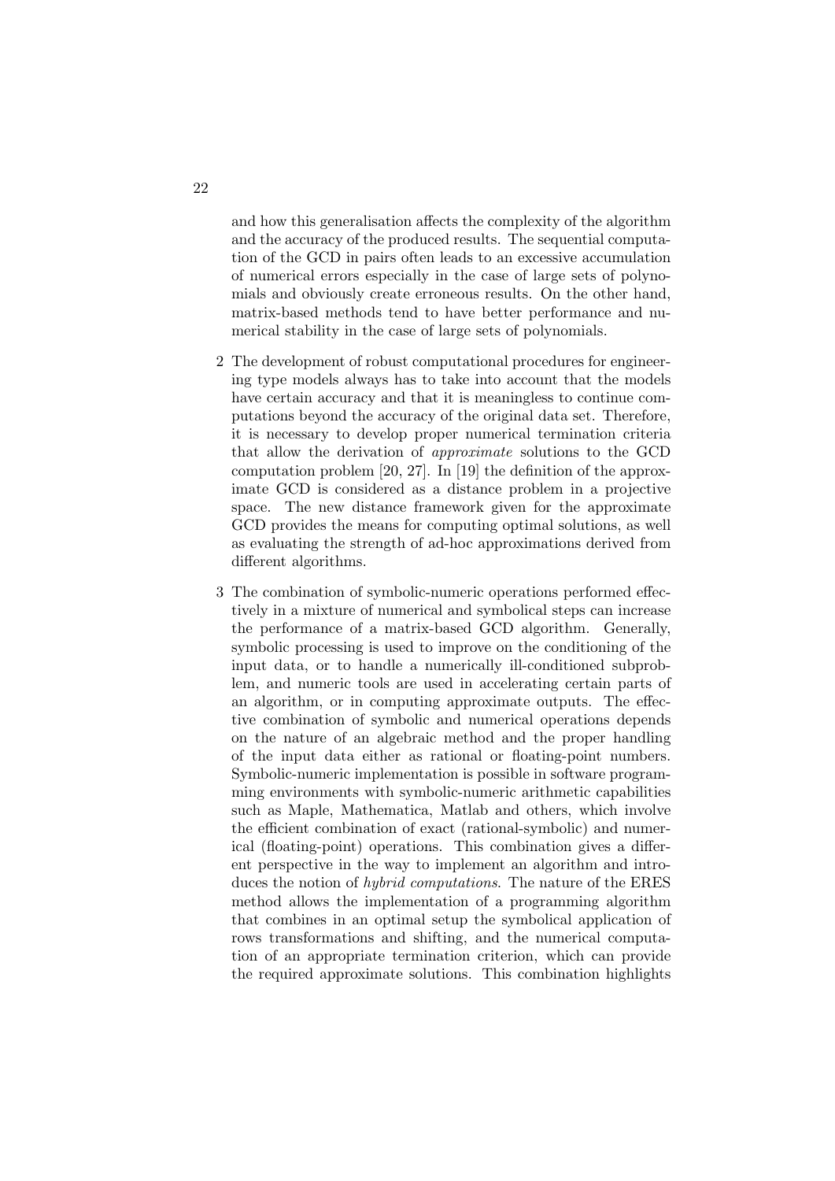and how this generalisation affects the complexity of the algorithm and the accuracy of the produced results. The sequential computation of the GCD in pairs often leads to an excessive accumulation of numerical errors especially in the case of large sets of polynomials and obviously create erroneous results. On the other hand, matrix-based methods tend to have better performance and numerical stability in the case of large sets of polynomials.

2 The development of robust computational procedures for engineering type models always has to take into account that the models have certain accuracy and that it is meaningless to continue computations beyond the accuracy of the original data set. Therefore, it is necessary to develop proper numerical termination criteria that allow the derivation of *approximate* solutions to the GCD computation problem [20, 27]. In [19] the definition of the approximate GCD is considered as a distance problem in a projective space. The new distance framework given for the approximate GCD provides the means for computing optimal solutions, as well as evaluating the strength of ad-hoc approximations derived from different algorithms.

3 The combination of symbolic-numeric operations performed effectively in a mixture of numerical and symbolical steps can increase the performance of a matrix-based GCD algorithm. Generally, symbolic processing is used to improve on the conditioning of the input data, or to handle a numerically ill-conditioned subproblem, and numeric tools are used in accelerating certain parts of an algorithm, or in computing approximate outputs. The effective combination of symbolic and numerical operations depends on the nature of an algebraic method and the proper handling of the input data either as rational or floating-point numbers. Symbolic-numeric implementation is possible in software programming environments with symbolic-numeric arithmetic capabilities such as Maple, Mathematica, Matlab and others, which involve the efficient combination of exact (rational-symbolic) and numerical (floating-point) operations. This combination gives a different perspective in the way to implement an algorithm and introduces the notion of *hybrid computations*. The nature of the ERES method allows the implementation of a programming algorithm that combines in an optimal setup the symbolical application of rows transformations and shifting, and the numerical computation of an appropriate termination criterion, which can provide the required approximate solutions. This combination highlights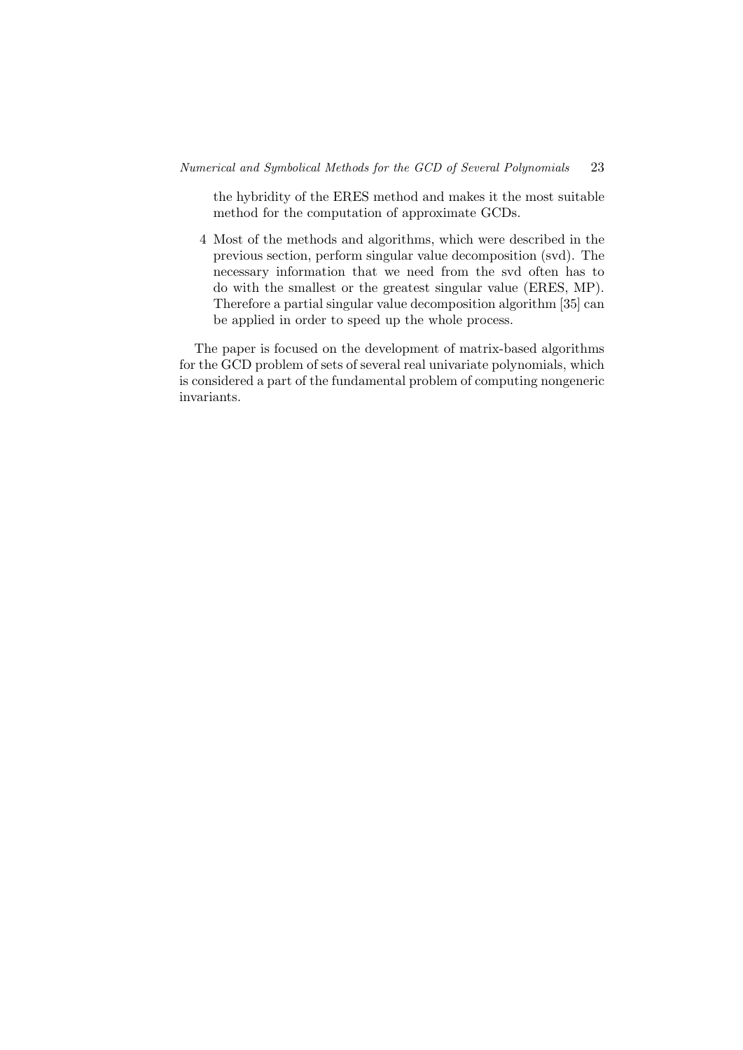the hybridity of the ERES method and makes it the most suitable method for the computation of approximate GCDs.

4 Most of the methods and algorithms, which were described in the previous section, perform singular value decomposition (svd). The necessary information that we need from the svd often has to do with the smallest or the greatest singular value (ERES, MP). Therefore a partial singular value decomposition algorithm [35] can be applied in order to speed up the whole process.

The paper is focused on the development of matrix-based algorithms for the GCD problem of sets of several real univariate polynomials, which is considered a part of the fundamental problem of computing nongeneric invariants.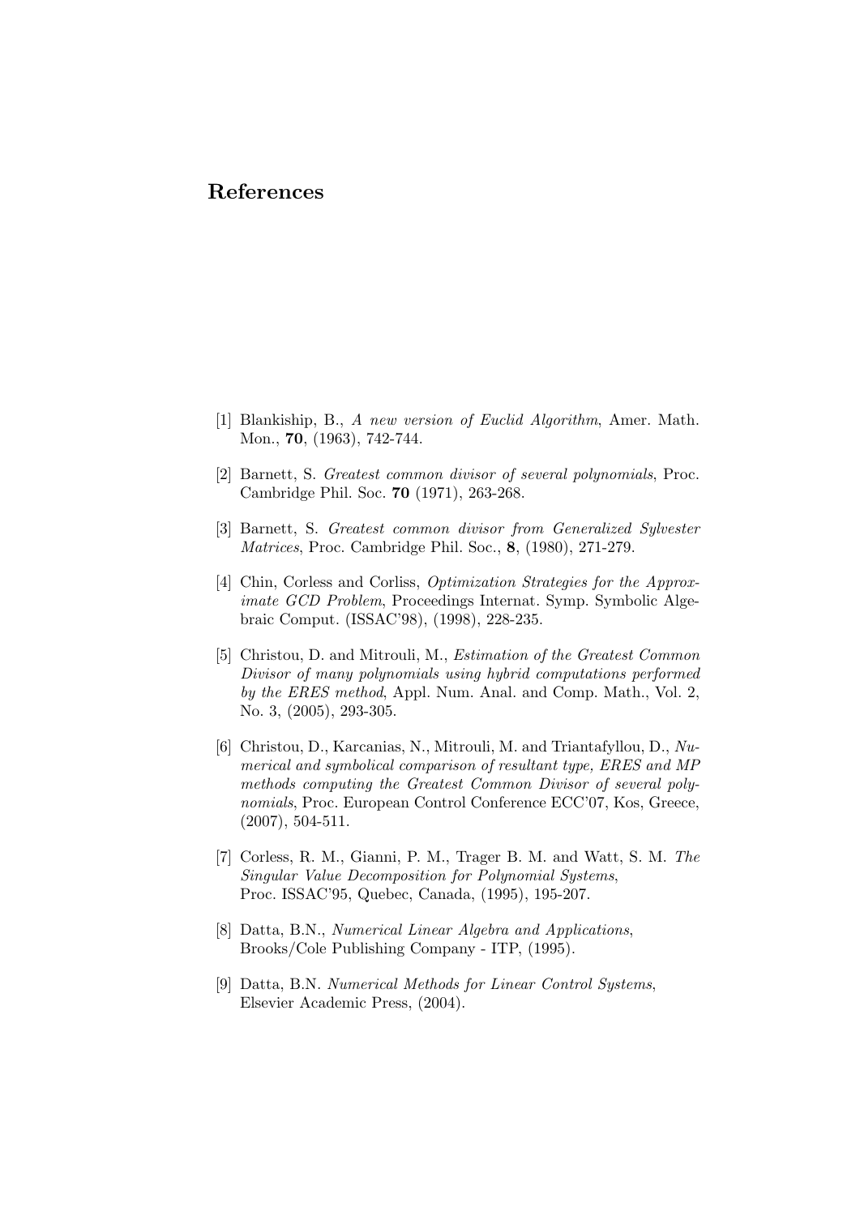# References

[1] Blankiship, B., *A new version of Euclid Algorithm*, Amer. Math. Mon., **70**, (1963), 742-744.

[2] Barnett, S. *Greatest common divisor of several polynomials*, Proc. Cambridge Phil. Soc. **70** (1971), 263-268.

[3] Barnett, S. *Greatest common divisor from Generalized Sylvester Matrices*, Proc. Cambridge Phil. Soc., **8**, (1980), 271-279.

[4] Chin, Corless and Corliss, *Optimization Strategies for the Approximate GCD Problem*, Proceedings Internat. Symp. Symbolic Algebraic Comput. (ISSAC'98), (1998), 228-235.

[5] Christou, D. and Mitrouli, M., *Estimation of the Greatest Common Divisor of many polynomials using hybrid computations performed by the ERES method*, Appl. Num. Anal. and Comp. Math., Vol. 2, No. 3, (2005), 293-305.

[6] Christou, D., Karcanias, N., Mitrouli, M. and Triantafyllou, D., *Numerical and symbolical comparison of resultant type, ERES and MP methods computing the Greatest Common Divisor of several polynomials*, Proc. European Control Conference ECC'07, Kos, Greece, (2007), 504-511.

[7] Corless, R. M., Gianni, P. M., Trager B. M. and Watt, S. M. *The Singular Value Decomposition for Polynomial Systems*, Proc. ISSAC'95, Quebec, Canada, (1995), 195-207.

[8] Datta, B.N., *Numerical Linear Algebra and Applications*, Brooks/Cole Publishing Company - ITP, (1995).

[9] Datta, B.N. *Numerical Methods for Linear Control Systems*, Elsevier Academic Press, (2004).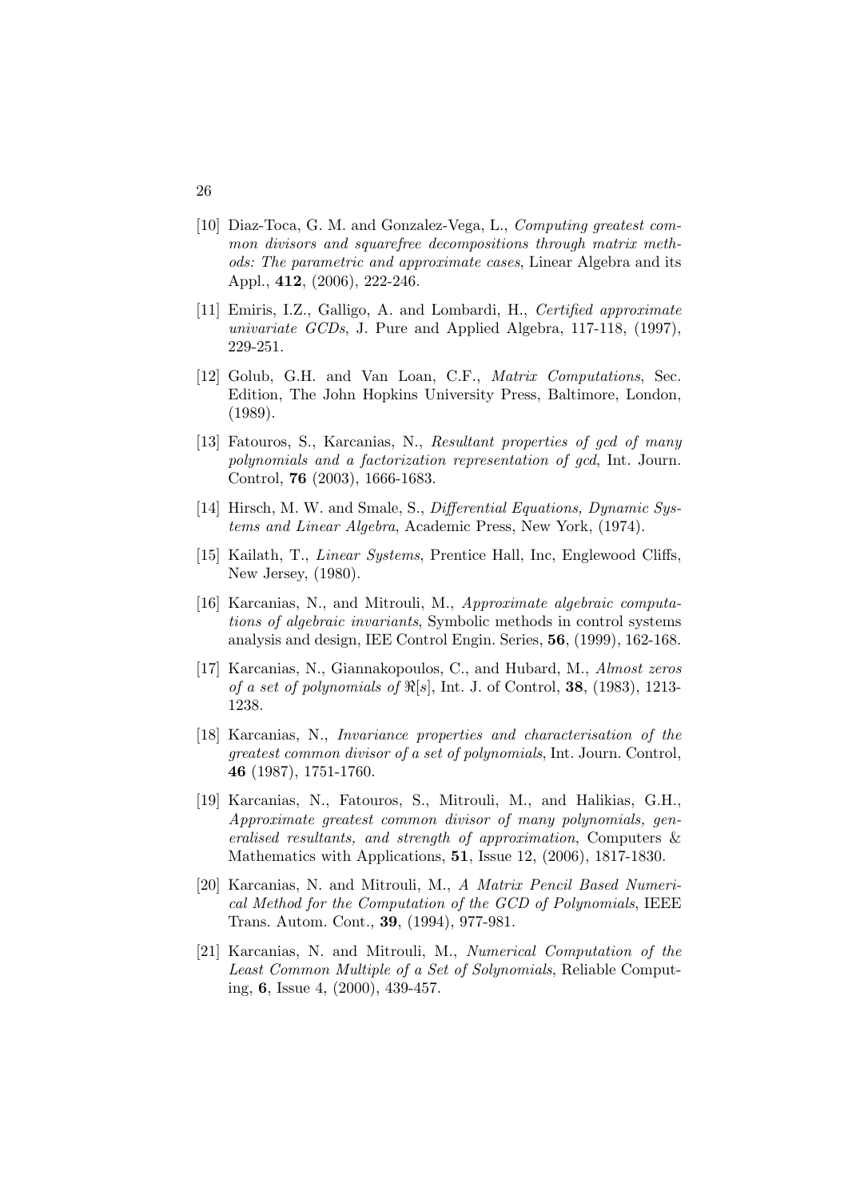[10] Diaz-Toca, G. M. and Gonzalez-Vega, L., *Computing greatest common divisors and squarefree decompositions through matrix methods: The parametric and approximate cases*, Linear Algebra and its Appl., **412**, (2006), 222-246.

[11] Emiris, I.Z., Galligo, A. and Lombardi, H., *Certified approximate univariate GCDs*, J. Pure and Applied Algebra, 117-118, (1997), 229-251.

[12] Golub, G.H. and Van Loan, C.F., *Matrix Computations*, Sec. Edition, The John Hopkins University Press, Baltimore, London, (1989).

[13] Fatouros, S., Karcanias, N., *Resultant properties of gcd of many polynomials and a factorization representation of gcd*, Int. Journ. Control, **76** (2003), 1666-1683.

[14] Hirsch, M. W. and Smale, S., *Differential Equations, Dynamic Systems and Linear Algebra*, Academic Press, New York, (1974).

[15] Kailath, T., *Linear Systems*, Prentice Hall, Inc, Englewood Cliffs, New Jersey, (1980).

[16] Karcanias, N., and Mitrouli, M., *Approximate algebraic computations of algebraic invariants*, Symbolic methods in control systems analysis and design, IEE Control Engin. Series, **56**, (1999), 162-168.

[17] Karcanias, N., Giannakopoulos, C., and Hubard, M., *Almost zeros of a set of polynomials of* $\Re[s]$, Int. J. of Control, **38**, (1983), 1213-1238.

[18] Karcanias, N., *Invariance properties and characterisation of the greatest common divisor of a set of polynomials*, Int. Journ. Control, **46** (1987), 1751-1760.

[19] Karcanias, N., Fatouros, S., Mitrouli, M., and Halikias, G.H., *Approximate greatest common divisor of many polynomials, generalised resultants, and strength of approximation*, Computers & Mathematics with Applications, **51**, Issue 12, (2006), 1817-1830.

[20] Karcanias, N. and Mitrouli, M., *A Matrix Pencil Based Numerical Method for the Computation of the GCD of Polynomials*, IEEE Trans. Autom. Cont., **39**, (1994), 977-981.

[21] Karcanias, N. and Mitrouli, M., *Numerical Computation of the Least Common Multiple of a Set of Solynomials*, Reliable Computing, **6**, Issue 4, (2000), 439-457.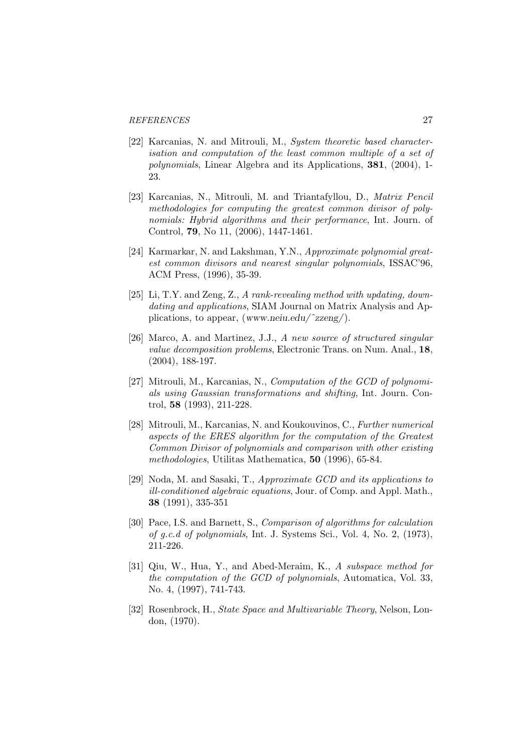[22] Karcanias, N. and Mitrouli, M., *System theoretic based characterisation and computation of the least common multiple of a set of polynomials*, Linear Algebra and its Applications, **381**, (2004), 1-23.

[23] Karcanias, N., Mitrouli, M. and Triantafyllou, D., *Matrix Pencil methodologies for computing the greatest common divisor of polynomials: Hybrid algorithms and their performance*, Int. Journ. of Control, **79**, No 11, (2006), 1447-1461.

[24] Karmarkar, N. and Lakshman, Y.N., *Approximate polynomial greatest common divisors and nearest singular polynomials*, ISSAC'96, ACM Press, (1996), 35-39.

[25] Li, T.Y. and Zeng, Z., *A rank-revealing method with updating, downdating and applications*, SIAM Journal on Matrix Analysis and Applications, to appear, (*www.neiu.edu/˜zzeng/*).

[26] Marco, A. and Martinez, J.J., *A new source of structured singular value decomposition problems*, Electronic Trans. on Num. Anal., **18**, (2004), 188-197.

[27] Mitrouli, M., Karcanias, N., *Computation of the GCD of polynomials using Gaussian transformations and shifting*, Int. Journ. Control, **58** (1993), 211-228.

[28] Mitrouli, M., Karcanias, N. and Koukouvinos, C., *Further numerical aspects of the ERES algorithm for the computation of the Greatest Common Divisor of polynomials and comparison with other existing methodologies*, Utilitas Mathematica, **50** (1996), 65-84.

[29] Noda, M. and Sasaki, T., *Approximate GCD and its applications to ill-conditioned algebraic equations*, Jour. of Comp. and Appl. Math., **38** (1991), 335-351

[30] Pace, I.S. and Barnett, S., *Comparison of algorithms for calculation of g.c.d of polynomials*, Int. J. Systems Sci., Vol. 4, No. 2, (1973), 211-226.

[31] Qiu, W., Hua, Y., and Abed-Meraim, K., *A subspace method for the computation of the GCD of polynomials*, Automatica, Vol. 33, No. 4, (1997), 741-743.

[32] Rosenbrock, H., *State Space and Multivariable Theory*, Nelson, London, (1970).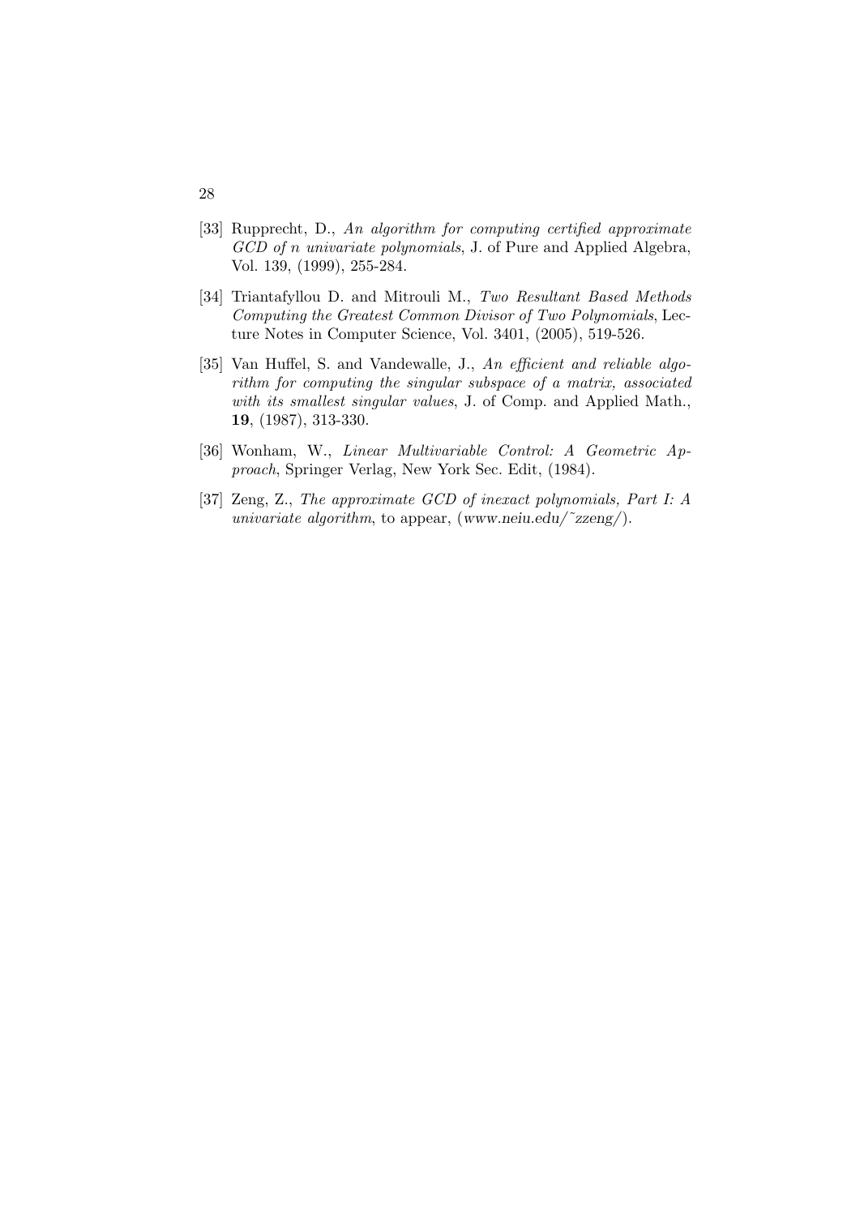[33] Rupprecht, D., *An algorithm for computing certified approximate GCD of n univariate polynomials*, J. of Pure and Applied Algebra, Vol. 139, (1999), 255-284.

[34] Triantafyllou D. and Mitrouli M., *Two Resultant Based Methods Computing the Greatest Common Divisor of Two Polynomials*, Lecture Notes in Computer Science, Vol. 3401, (2005), 519-526.

[35] Van Huffel, S. and Vandewalle, J., *An efficient and reliable algorithm for computing the singular subspace of a matrix, associated with its smallest singular values*, J. of Comp. and Applied Math., **19**, (1987), 313-330.

[36] Wonham, W., *Linear Multivariable Control: A Geometric Approach*, Springer Verlag, New York Sec. Edit, (1984).

[37] Zeng, Z., *The approximate GCD of inexact polynomials, Part I: A univariate algorithm*, to appear, (*www.neiu.edu/˜zzeng/*).